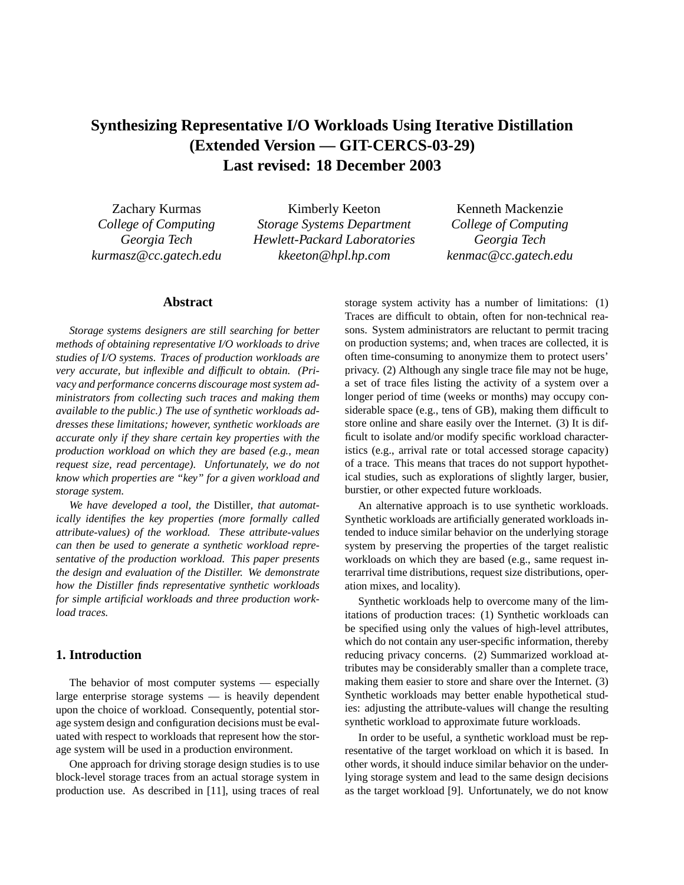# Synthesizing Representative I/O Workloads Using Iterative Distillation (Extended Version — GIT-CERCS-03-29) Last revised: 18 December 2003

Zachary Kurmas
*College of Computing*
*Georgia Tech*
*kurmasz@cc.gatech.edu*

Kimberly Keeton
*Storage Systems Department*
*Hewlett-Packard Laboratories*
*kkeeton@hpl.hp.com*

Kenneth Mackenzie
*College of Computing*
*Georgia Tech*
*kenmac@cc.gatech.edu*

## Abstract

*Storage systems designers are still searching for better methods of obtaining representative I/O workloads to drive studies of I/O systems. Traces of production workloads are very accurate, but inflexible and difficult to obtain. (Privacy and performance concerns discourage most system administrators from collecting such traces and making them available to the public.) The use of synthetic workloads addresses these limitations; however, synthetic workloads are accurate only if they share certain key properties with the production workload on which they are based (e.g., mean request size, read percentage). Unfortunately, we do not know which properties are "key" for a given workload and storage system.*

*We have developed a tool, the* Distiller*, that automatically identifies the key properties (more formally called attribute-values) of the workload. These attribute-values can then be used to generate a synthetic workload representative of the production workload. This paper presents the design and evaluation of the Distiller. We demonstrate how the Distiller finds representative synthetic workloads for simple artificial workloads and three production workload traces.*

## 1. Introduction

The behavior of most computer systems — especially large enterprise storage systems — is heavily dependent upon the choice of workload. Consequently, potential storage system design and configuration decisions must be evaluated with respect to workloads that represent how the storage system will be used in a production environment.

One approach for driving storage design studies is to use block-level storage traces from an actual storage system in production use. As described in [11], using traces of real storage system activity has a number of limitations: (1) Traces are difficult to obtain, often for non-technical reasons. System administrators are reluctant to permit tracing on production systems; and, when traces are collected, it is often time-consuming to anonymize them to protect users' privacy. (2) Although any single trace file may not be huge, a set of trace files listing the activity of a system over a longer period of time (weeks or months) may occupy considerable space (e.g., tens of GB), making them difficult to store online and share easily over the Internet. (3) It is difficult to isolate and/or modify specific workload characteristics (e.g., arrival rate or total accessed storage capacity) of a trace. This means that traces do not support hypothetical studies, such as explorations of slightly larger, busier, burstier, or other expected future workloads.

An alternative approach is to use synthetic workloads. Synthetic workloads are artificially generated workloads intended to induce similar behavior on the underlying storage system by preserving the properties of the target realistic workloads on which they are based (e.g., same request interarrival time distributions, request size distributions, operation mixes, and locality).

Synthetic workloads help to overcome many of the limitations of production traces: (1) Synthetic workloads can be specified using only the values of high-level attributes, which do not contain any user-specific information, thereby reducing privacy concerns. (2) Summarized workload attributes may be considerably smaller than a complete trace, making them easier to store and share over the Internet. (3) Synthetic workloads may better enable hypothetical studies: adjusting the attribute-values will change the resulting synthetic workload to approximate future workloads.

In order to be useful, a synthetic workload must be representative of the target workload on which it is based. In other words, it should induce similar behavior on the underlying storage system and lead to the same design decisions as the target workload [9]. Unfortunately, we do not know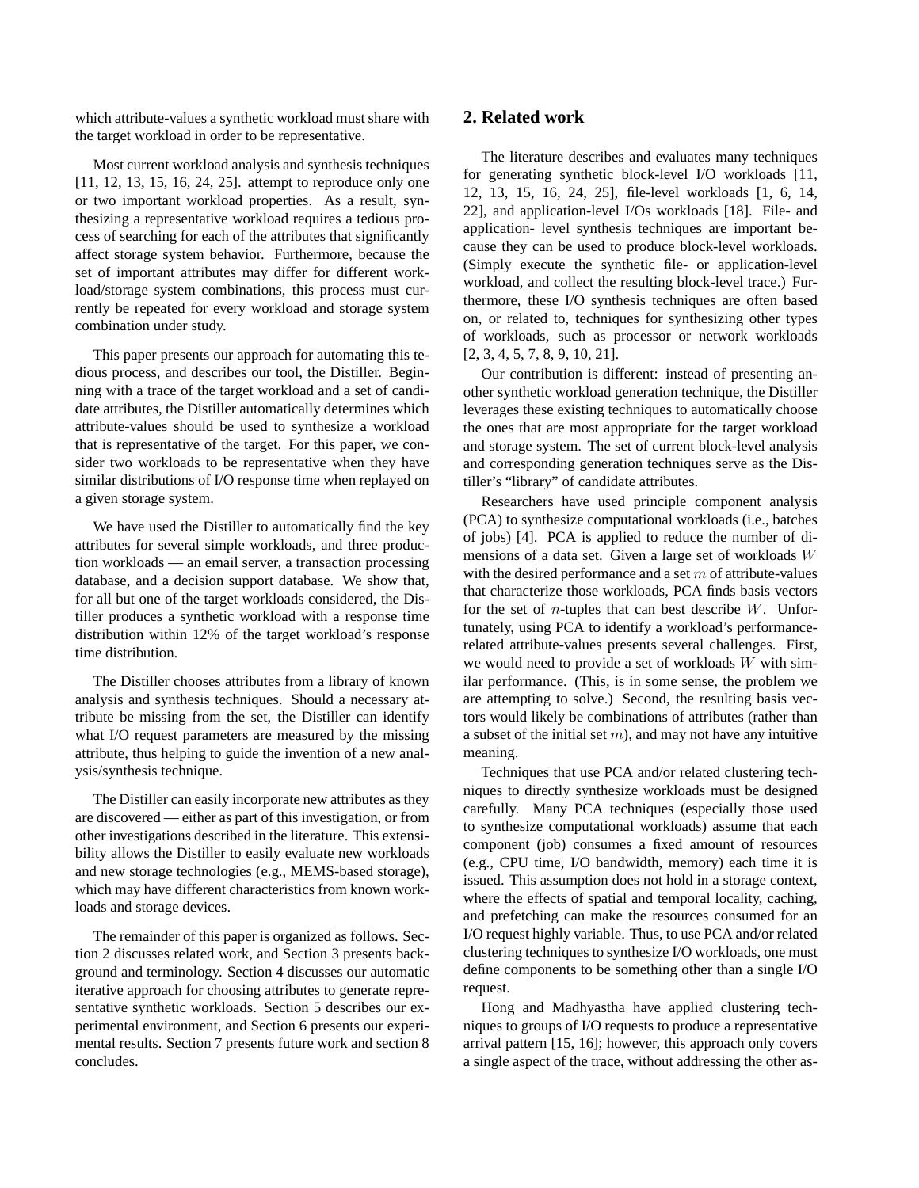which attribute-values a synthetic workload must share with the target workload in order to be representative.

Most current workload analysis and synthesis techniques [11, 12, 13, 15, 16, 24, 25]. attempt to reproduce only one or two important workload properties. As a result, synthesizing a representative workload requires a tedious process of searching for each of the attributes that significantly affect storage system behavior. Furthermore, because the set of important attributes may differ for different workload/storage system combinations, this process must currently be repeated for every workload and storage system combination under study.

This paper presents our approach for automating this tedious process, and describes our tool, the Distiller. Beginning with a trace of the target workload and a set of candidate attributes, the Distiller automatically determines which attribute-values should be used to synthesize a workload that is representative of the target. For this paper, we consider two workloads to be representative when they have similar distributions of I/O response time when replayed on a given storage system.

We have used the Distiller to automatically find the key attributes for several simple workloads, and three production workloads — an email server, a transaction processing database, and a decision support database. We show that, for all but one of the target workloads considered, the Distiller produces a synthetic workload with a response time distribution within 12% of the target workload's response time distribution.

The Distiller chooses attributes from a library of known analysis and synthesis techniques. Should a necessary attribute be missing from the set, the Distiller can identify what I/O request parameters are measured by the missing attribute, thus helping to guide the invention of a new analysis/synthesis technique.

The Distiller can easily incorporate new attributes as they are discovered — either as part of this investigation, or from other investigations described in the literature. This extensibility allows the Distiller to easily evaluate new workloads and new storage technologies (e.g., MEMS-based storage), which may have different characteristics from known workloads and storage devices.

The remainder of this paper is organized as follows. Section 2 discusses related work, and Section 3 presents background and terminology. Section 4 discusses our automatic iterative approach for choosing attributes to generate representative synthetic workloads. Section 5 describes our experimental environment, and Section 6 presents our experimental results. Section 7 presents future work and section 8 concludes.

## 2. Related work

The literature describes and evaluates many techniques for generating synthetic block-level I/O workloads [11, 12, 13, 15, 16, 24, 25], file-level workloads [1, 6, 14, 22], and application-level I/Os workloads [18]. File- and application- level synthesis techniques are important because they can be used to produce block-level workloads. (Simply execute the synthetic file- or application-level workload, and collect the resulting block-level trace.) Furthermore, these I/O synthesis techniques are often based on, or related to, techniques for synthesizing other types of workloads, such as processor or network workloads [2, 3, 4, 5, 7, 8, 9, 10, 21].

Our contribution is different: instead of presenting another synthetic workload generation technique, the Distiller leverages these existing techniques to automatically choose the ones that are most appropriate for the target workload and storage system. The set of current block-level analysis and corresponding generation techniques serve as the Distiller's "library" of candidate attributes.

Researchers have used principle component analysis (PCA) to synthesize computational workloads (i.e., batches of jobs) [4]. PCA is applied to reduce the number of dimensions of a data set. Given a large set of workloads $W$ with the desired performance and a set $m$ of attribute-values that characterize those workloads, PCA finds basis vectors for the set of $n$-tuples that can best describe $W$. Unfortunately, using PCA to identify a workload's performance-related attribute-values presents several challenges. First, we would need to provide a set of workloads $W$ with similar performance. (This, is in some sense, the problem we are attempting to solve.) Second, the resulting basis vectors would likely be combinations of attributes (rather than a subset of the initial set $m$), and may not have any intuitive meaning.

Techniques that use PCA and/or related clustering techniques to directly synthesize workloads must be designed carefully. Many PCA techniques (especially those used to synthesize computational workloads) assume that each component (job) consumes a fixed amount of resources (e.g., CPU time, I/O bandwidth, memory) each time it is issued. This assumption does not hold in a storage context, where the effects of spatial and temporal locality, caching, and prefetching can make the resources consumed for an I/O request highly variable. Thus, to use PCA and/or related clustering techniques to synthesize I/O workloads, one must define components to be something other than a single I/O request.

Hong and Madhyastha have applied clustering techniques to groups of I/O requests to produce a representative arrival pattern [15, 16]; however, this approach only covers a single aspect of the trace, without addressing the other as-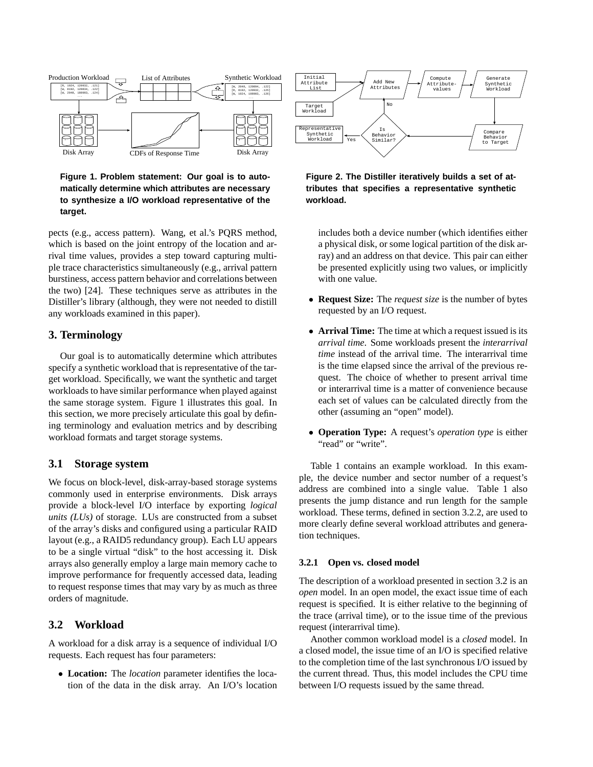**Figure 1. Problem statement: Our goal is to automatically determine which attributes are necessary to synthesize a I/O workload representative of the target.**

**Figure 2. The Distiller iteratively builds a set of attributes that specifies a representative synthetic workload.**

pects (e.g., access pattern). Wang, et al.'s PQRS method, which is based on the joint entropy of the location and arrival time values, provides a step toward capturing multiple trace characteristics simultaneously (e.g., arrival pattern burstiness, access pattern behavior and correlations between the two) [24]. These techniques serve as attributes in the Distiller's library (although, they were not needed to distill any workloads examined in this paper).

## 3. Terminology

Our goal is to automatically determine which attributes specify a synthetic workload that is representative of the target workload. Specifically, we want the synthetic and target workloads to have similar performance when played against the same storage system. Figure 1 illustrates this goal. In this section, we more precisely articulate this goal by defining terminology and evaluation metrics and by describing workload formats and target storage systems.

### 3.1 Storage system

We focus on block-level, disk-array-based storage systems commonly used in enterprise environments. Disk arrays provide a block-level I/O interface by exporting *logical units (LUs)* of storage. LUs are constructed from a subset of the array's disks and configured using a particular RAID layout (e.g., a RAID5 redundancy group). Each LU appears to be a single virtual "disk" to the host accessing it. Disk arrays also generally employ a large main memory cache to improve performance for frequently accessed data, leading to request response times that may vary by as much as three orders of magnitude.

### 3.2 Workload

A workload for a disk array is a sequence of individual I/O requests. Each request has four parameters:

- **Location:** The *location* parameter identifies the location of the data in the disk array. An I/O's location includes both a device number (which identifies either a physical disk, or some logical partition of the disk array) and an address on that device. This pair can either be presented explicitly using two values, or implicitly with one value.
- **Request Size:** The *request size* is the number of bytes requested by an I/O request.
- **Arrival Time:** The time at which a request issued is its *arrival time*. Some workloads present the *interarrival time* instead of the arrival time. The interarrival time is the time elapsed since the arrival of the previous request. The choice of whether to present arrival time or interarrival time is a matter of convenience because each set of values can be calculated directly from the other (assuming an "open" model).
- **Operation Type:** A request's *operation type* is either "read" or "write".

Table 1 contains an example workload. In this example, the device number and sector number of a request's address are combined into a single value. Table 1 also presents the jump distance and run length for the sample workload. These terms, defined in section 3.2.2, are used to more clearly define several workload attributes and generation techniques.

#### 3.2.1 Open vs. closed model

The description of a workload presented in section 3.2 is an *open* model. In an open model, the exact issue time of each request is specified. It is either relative to the beginning of the trace (arrival time), or to the issue time of the previous request (interarrival time).

Another common workload model is a *closed* model. In a closed model, the issue time of an I/O is specified relative to the completion time of the last synchronous I/O issued by the current thread. Thus, this model includes the CPU time between I/O requests issued by the same thread.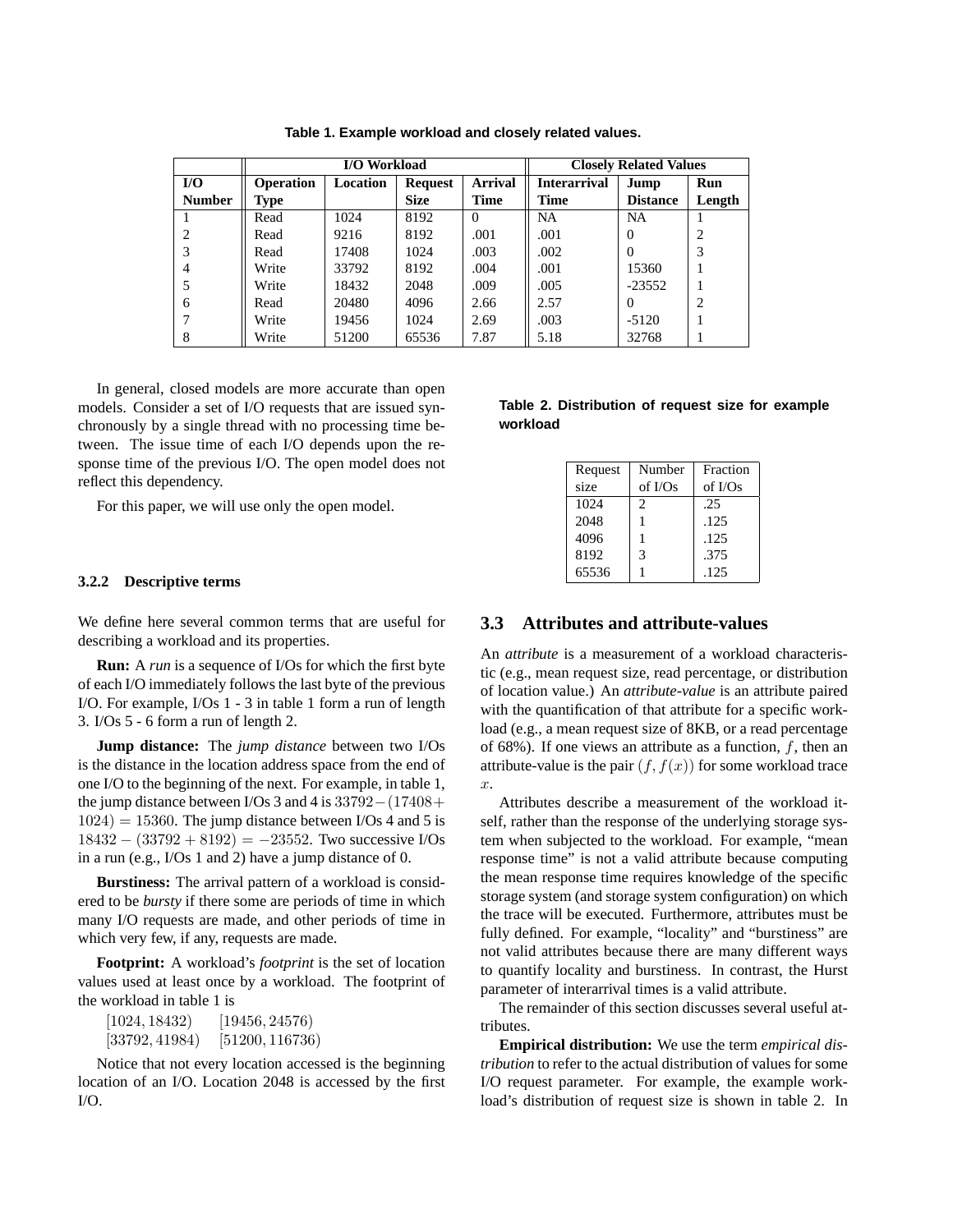**Table 1. Example workload and closely related values.**

| | I/O Workload | | | | Closely Related Values | | |
|---|---|---|---|---|---|---|---|
| I/O Number | Operation Type | Location | Request Size | Arrival Time | Interarrival Time | Jump Distance | Run Length |
| 1 | Read | 1024 | 8192 | 0 | NA | NA | 1 |
| 2 | Read | 9216 | 8192 | .001 | .001 | 0 | 2 |
| 3 | Read | 17408 | 1024 | .003 | .002 | 0 | 3 |
| 4 | Write | 33792 | 8192 | .004 | .001 | 15360 | 1 |
| 5 | Write | 18432 | 2048 | .009 | .005 | -23552 | 1 |
| 6 | Read | 20480 | 4096 | 2.66 | 2.57 | 0 | 2 |
| 7 | Write | 19456 | 1024 | 2.69 | .003 | -5120 | 1 |
| 8 | Write | 51200 | 65536 | 7.87 | 5.18 | 32768 | 1 |

In general, closed models are more accurate than open models. Consider a set of I/O requests that are issued synchronously by a single thread with no processing time between. The issue time of each I/O depends upon the response time of the previous I/O. The open model does not reflect this dependency.

For this paper, we will use only the open model.

#### 3.2.2 Descriptive terms

We define here several common terms that are useful for describing a workload and its properties.

**Run:** A *run* is a sequence of I/Os for which the first byte of each I/O immediately follows the last byte of the previous I/O. For example, I/Os 1 - 3 in table 1 form a run of length 3. I/Os 5 - 6 form a run of length 2.

**Jump distance:** The *jump distance* between two I/Os is the distance in the location address space from the end of one I/O to the beginning of the next. For example, in table 1, the jump distance between I/Os 3 and 4 is $33792-(17408+1024) = 15360$. The jump distance between I/Os 4 and 5 is $18432 - (33792 + 8192) = -23552$. Two successive I/Os in a run (e.g., I/Os 1 and 2) have a jump distance of 0.

**Burstiness:** The arrival pattern of a workload is considered to be *bursty* if there some are periods of time in which many I/O requests are made, and other periods of time in which very few, if any, requests are made.

**Footprint:** A workload's *footprint* is the set of location values used at least once by a workload. The footprint of the workload in table 1 is

$[1024, 18432)$ $\quad$ $[19456, 24576)$
$[33792, 41984)$ $\quad$ $[51200, 116736)$

Notice that not every location accessed is the beginning location of an I/O. Location 2048 is accessed by the first I/O.

**Table 2. Distribution of request size for example workload**

| Request size | Number of I/Os | Fraction of I/Os |
|---|---|---|
| 1024 | 2 | .25 |
| 2048 | 1 | .125 |
| 4096 | 1 | .125 |
| 8192 | 3 | .375 |
| 65536 | 1 | .125 |

## 3.3 Attributes and attribute-values

An *attribute* is a measurement of a workload characteristic (e.g., mean request size, read percentage, or distribution of location value.) An *attribute-value* is an attribute paired with the quantification of that attribute for a specific workload (e.g., a mean request size of 8KB, or a read percentage of 68%). If one views an attribute as a function, $f$, then an attribute-value is the pair $(f, f(x))$ for some workload trace $x$.

Attributes describe a measurement of the workload itself, rather than the response of the underlying storage system when subjected to the workload. For example, "mean response time" is not a valid attribute because computing the mean response time requires knowledge of the specific storage system (and storage system configuration) on which the trace will be executed. Furthermore, attributes must be fully defined. For example, "locality" and "burstiness" are not valid attributes because there are many different ways to quantify locality and burstiness. In contrast, the Hurst parameter of interarrival times is a valid attribute.

The remainder of this section discusses several useful attributes.

**Empirical distribution:** We use the term *empirical distribution* to refer to the actual distribution of values for some I/O request parameter. For example, the example workload's distribution of request size is shown in table 2. In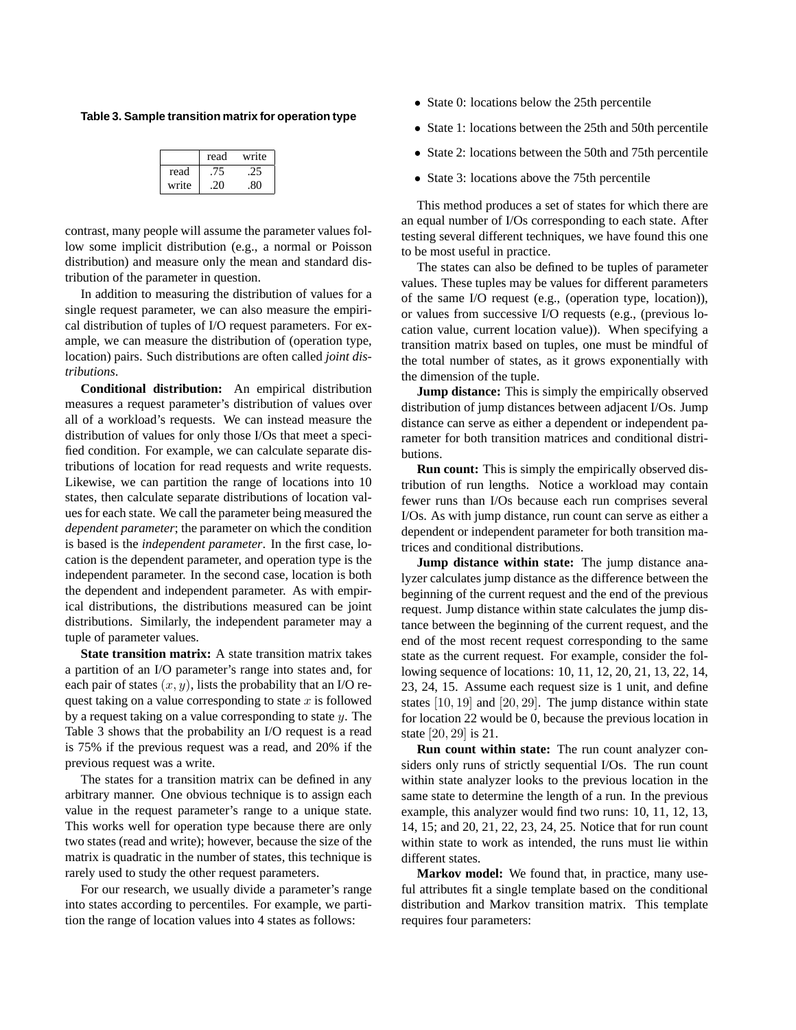**Table 3. Sample transition matrix for operation type**

| | read | write |
|---|---|---|
| read | .75 | .25 |
| write | .20 | .80 |

contrast, many people will assume the parameter values follow some implicit distribution (e.g., a normal or Poisson distribution) and measure only the mean and standard distribution of the parameter in question.

In addition to measuring the distribution of values for a single request parameter, we can also measure the empirical distribution of tuples of I/O request parameters. For example, we can measure the distribution of (operation type, location) pairs. Such distributions are often called *joint distributions*.

**Conditional distribution:** An empirical distribution measures a request parameter's distribution of values over all of a workload's requests. We can instead measure the distribution of values for only those I/Os that meet a specified condition. For example, we can calculate separate distributions of location for read requests and write requests. Likewise, we can partition the range of locations into 10 states, then calculate separate distributions of location values for each state. We call the parameter being measured the *dependent parameter*; the parameter on which the condition is based is the *independent parameter*. In the first case, location is the dependent parameter, and operation type is the independent parameter. In the second case, location is both the dependent and independent parameter. As with empirical distributions, the distributions measured can be joint distributions. Similarly, the independent parameter may a tuple of parameter values.

**State transition matrix:** A state transition matrix takes a partition of an I/O parameter's range into states and, for each pair of states $(x, y)$, lists the probability that an I/O request taking on a value corresponding to state $x$ is followed by a request taking on a value corresponding to state $y$. The Table 3 shows that the probability an I/O request is a read is 75% if the previous request was a read, and 20% if the previous request was a write.

The states for a transition matrix can be defined in any arbitrary manner. One obvious technique is to assign each value in the request parameter's range to a unique state. This works well for operation type because there are only two states (read and write); however, because the size of the matrix is quadratic in the number of states, this technique is rarely used to study the other request parameters.

For our research, we usually divide a parameter's range into states according to percentiles. For example, we partition the range of location values into 4 states as follows:

- State 0: locations below the 25th percentile
- State 1: locations between the 25th and 50th percentile
- State 2: locations between the 50th and 75th percentile
- State 3: locations above the 75th percentile

This method produces a set of states for which there are an equal number of I/Os corresponding to each state. After testing several different techniques, we have found this one to be most useful in practice.

The states can also be defined to be tuples of parameter values. These tuples may be values for different parameters of the same I/O request (e.g., (operation type, location)), or values from successive I/O requests (e.g., (previous location value, current location value)). When specifying a transition matrix based on tuples, one must be mindful of the total number of states, as it grows exponentially with the dimension of the tuple.

**Jump distance:** This is simply the empirically observed distribution of jump distances between adjacent I/Os. Jump distance can serve as either a dependent or independent parameter for both transition matrices and conditional distributions.

**Run count:** This is simply the empirically observed distribution of run lengths. Notice a workload may contain fewer runs than I/Os because each run comprises several I/Os. As with jump distance, run count can serve as either a dependent or independent parameter for both transition matrices and conditional distributions.

**Jump distance within state:** The jump distance analyzer calculates jump distance as the difference between the beginning of the current request and the end of the previous request. Jump distance within state calculates the jump distance between the beginning of the current request, and the end of the most recent request corresponding to the same state as the current request. For example, consider the following sequence of locations: 10, 11, 12, 20, 21, 13, 22, 14, 23, 24, 15. Assume each request size is 1 unit, and define states $[10, 19]$ and $[20, 29]$. The jump distance within state for location 22 would be 0, because the previous location in state $[20, 29]$ is 21.

**Run count within state:** The run count analyzer considers only runs of strictly sequential I/Os. The run count within state analyzer looks to the previous location in the same state to determine the length of a run. In the previous example, this analyzer would find two runs: 10, 11, 12, 13, 14, 15; and 20, 21, 22, 23, 24, 25. Notice that for run count within state to work as intended, the runs must lie within different states.

**Markov model:** We found that, in practice, many useful attributes fit a single template based on the conditional distribution and Markov transition matrix. This template requires four parameters: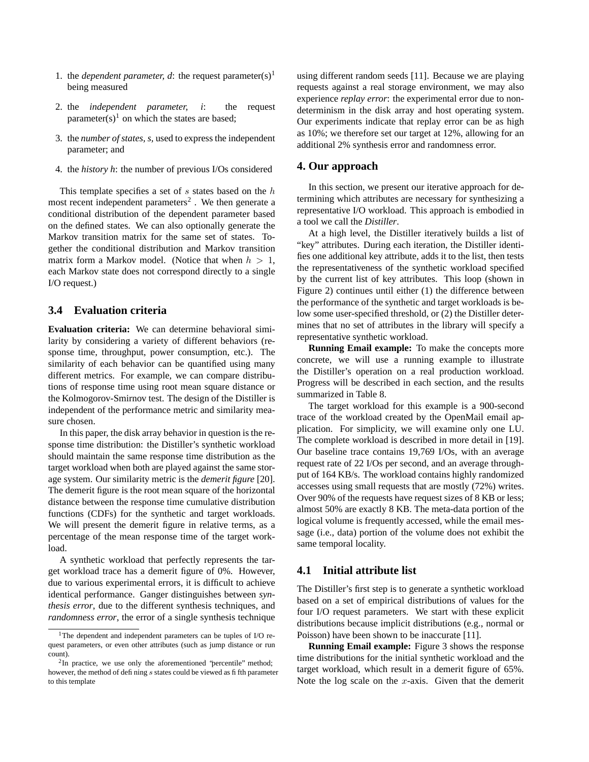1. the *dependent parameter, d*: the request parameter(s)[1] being measured
2. the *independent parameter, i*: the request parameter(s)[1] on which the states are based;
3. the *number of states, s,* used to express the independent parameter; and
4. the *history h*: the number of previous I/Os considered

This template specifies a set of $s$ states based on the $h$ most recent independent parameters[2] . We then generate a conditional distribution of the dependent parameter based on the defined states. We can also optionally generate the Markov transition matrix for the same set of states. Together the conditional distribution and Markov transition matrix form a Markov model. (Notice that when $h > 1$, each Markov state does not correspond directly to a single I/O request.)

### 3.4 Evaluation criteria

**Evaluation criteria:** We can determine behavioral similarity by considering a variety of different behaviors (response time, throughput, power consumption, etc.). The similarity of each behavior can be quantified using many different metrics. For example, we can compare distributions of response time using root mean square distance or the Kolmogorov-Smirnov test. The design of the Distiller is independent of the performance metric and similarity measure chosen.

In this paper, the disk array behavior in question is the response time distribution: the Distiller's synthetic workload should maintain the same response time distribution as the target workload when both are played against the same storage system. Our similarity metric is the *demerit figure* [20]. The demerit figure is the root mean square of the horizontal distance between the response time cumulative distribution functions (CDFs) for the synthetic and target workloads. We will present the demerit figure in relative terms, as a percentage of the mean response time of the target workload.

A synthetic workload that perfectly represents the target workload trace has a demerit figure of 0%. However, due to various experimental errors, it is difficult to achieve identical performance. Ganger distinguishes between *synthesis error*, due to the different synthesis techniques, and *randomness error*, the error of a single synthesis technique using different random seeds [11]. Because we are playing requests against a real storage environment, we may also experience *replay error*: the experimental error due to non-determinism in the disk array and host operating system. Our experiments indicate that replay error can be as high as 10%; we therefore set our target at 12%, allowing for an additional 2% synthesis error and randomness error.

## 4. Our approach

In this section, we present our iterative approach for determining which attributes are necessary for synthesizing a representative I/O workload. This approach is embodied in a tool we call the *Distiller*.

At a high level, the Distiller iteratively builds a list of "key" attributes. During each iteration, the Distiller identifies one additional key attribute, adds it to the list, then tests the representativeness of the synthetic workload specified by the current list of key attributes. This loop (shown in Figure 2) continues until either (1) the difference between the performance of the synthetic and target workloads is below some user-specified threshold, or (2) the Distiller determines that no set of attributes in the library will specify a representative synthetic workload.

**Running Email example:** To make the concepts more concrete, we will use a running example to illustrate the Distiller's operation on a real production workload. Progress will be described in each section, and the results summarized in Table 8.

The target workload for this example is a 900-second trace of the workload created by the OpenMail email application. For simplicity, we will examine only one LU. The complete workload is described in more detail in [19]. Our baseline trace contains 19,769 I/Os, with an average request rate of 22 I/Os per second, and an average throughput of 164 KB/s. The workload contains highly randomized accesses using small requests that are mostly (72%) writes. Over 90% of the requests have request sizes of 8 KB or less; almost 50% are exactly 8 KB. The meta-data portion of the logical volume is frequently accessed, while the email message (i.e., data) portion of the volume does not exhibit the same temporal locality.

### 4.1 Initial attribute list

The Distiller's first step is to generate a synthetic workload based on a set of empirical distributions of values for the four I/O request parameters. We start with these explicit distributions because implicit distributions (e.g., normal or Poisson) have been shown to be inaccurate [11].

**Running Email example:** Figure 3 shows the response time distributions for the initial synthetic workload and the target workload, which result in a demerit figure of 65%. Note the log scale on the $x$-axis. Given that the demerit

---

[1] The dependent and independent parameters can be tuples of I/O request parameters, or even other attributes (such as jump distance or run count).

[2] In practice, we use only the aforementioned "percentile" method; however, the method of defining $s$ states could be viewed as fifth parameter to this template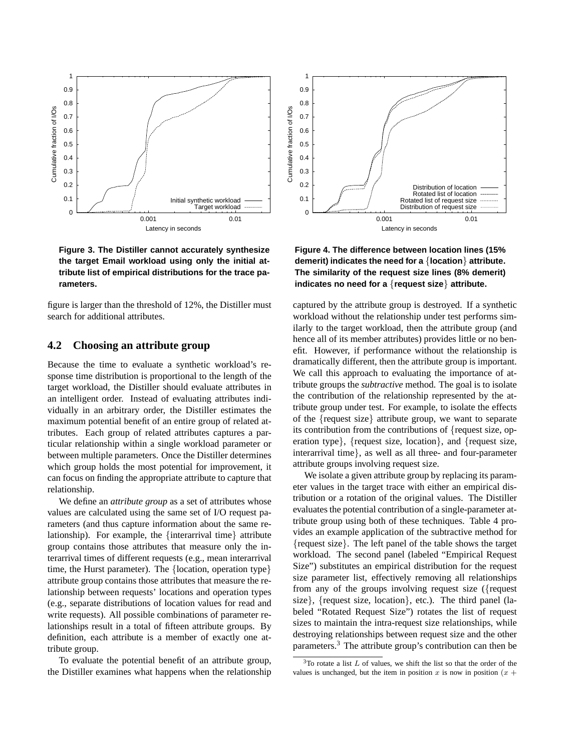1
0.9
0.8
0.7
0.6
0.5
0.4
0.3
0.2
0.1
0

Cumulative fraction of I/Os

0.001
0.01

Latency in seconds

Initial synthetic workload
Target workload

**Figure 3. The Distiller cannot accurately synthesize the target Email workload using only the initial attribute list of empirical distributions for the trace parameters.**

1
0.9
0.8
0.7
0.6
0.5
0.4
0.3
0.2
0.1
0

Cumulative fraction of I/Os

0.001
0.01

Latency in seconds

Distribution of location
Rotated list of location
Rotated list of request size
Distribution of request size

**Figure 4. The difference between location lines (15% demerit) indicates the need for a {location} attribute. The similarity of the request size lines (8% demerit) indicates no need for a {request size} attribute.**

figure is larger than the threshold of 12%, the Distiller must search for additional attributes.

## 4.2 Choosing an attribute group

Because the time to evaluate a synthetic workload's response time distribution is proportional to the length of the target workload, the Distiller should evaluate attributes in an intelligent order. Instead of evaluating attributes individually in an arbitrary order, the Distiller estimates the maximum potential benefit of an entire group of related attributes. Each group of related attributes captures a particular relationship within a single workload parameter or between multiple parameters. Once the Distiller determines which group holds the most potential for improvement, it can focus on finding the appropriate attribute to capture that relationship.

We define an *attribute group* as a set of attributes whose values are calculated using the same set of I/O request parameters (and thus capture information about the same relationship). For example, the {interarrival time} attribute group contains those attributes that measure only the interarrival times of different requests (e.g., mean interarrival time, the Hurst parameter). The {location, operation type} attribute group contains those attributes that measure the relationship between requests' locations and operation types (e.g., separate distributions of location values for read and write requests). All possible combinations of parameter relationships result in a total of fifteen attribute groups. By definition, each attribute is a member of exactly one attribute group.

To evaluate the potential benefit of an attribute group, the Distiller examines what happens when the relationship captured by the attribute group is destroyed. If a synthetic workload without the relationship under test performs similarly to the target workload, then the attribute group (and hence all of its member attributes) provides little or no benefit. However, if performance without the relationship is dramatically different, then the attribute group is important. We call this approach to evaluating the importance of attribute groups the *subtractive* method. The goal is to isolate the contribution of the relationship represented by the attribute group under test. For example, to isolate the effects of the {request size} attribute group, we want to separate its contribution from the contributions of {request size, operation type}, {request size, location}, and {request size, interarrival time}, as well as all three- and four-parameter attribute groups involving request size.

We isolate a given attribute group by replacing its parameter values in the target trace with either an empirical distribution or a rotation of the original values. The Distiller evaluates the potential contribution of a single-parameter attribute group using both of these techniques. Table 4 provides an example application of the subtractive method for {request size}. The left panel of the table shows the target workload. The second panel (labeled "Empirical Request Size") substitutes an empirical distribution for the request size parameter list, effectively removing all relationships from any of the groups involving request size ({request size}, {request size, location}, etc.). The third panel (labeled "Rotated Request Size") rotates the list of request sizes to maintain the intra-request size relationships, while destroying relationships between request size and the other parameters.[3] The attribute group's contribution can then be

[3]To rotate a list $L$ of values, we shift the list so that the order of the values is unchanged, but the item in position $x$ is now in position $(x +$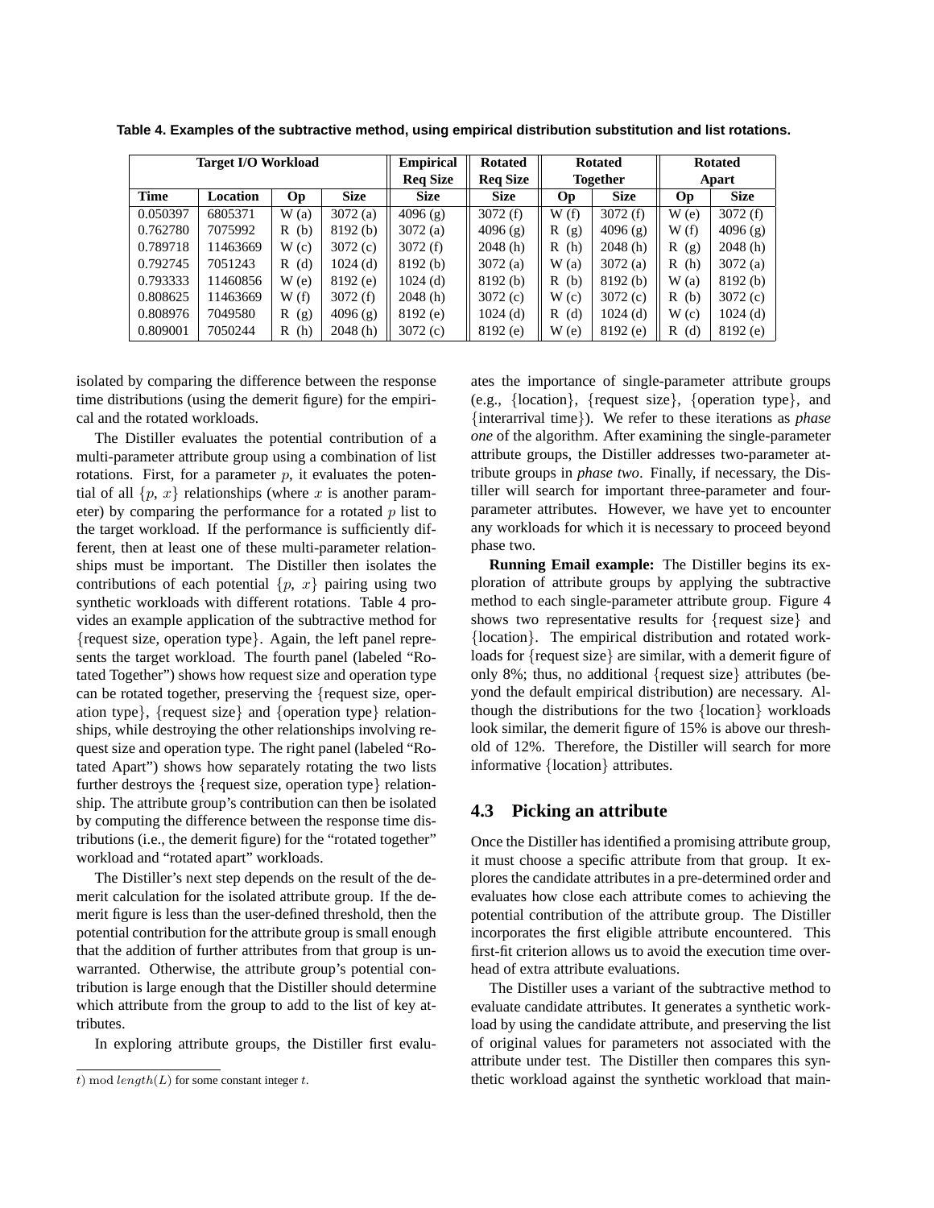**Table 4. Examples of the subtractive method, using empirical distribution substitution and list rotations.**

| Target I/O Workload | | | | Empirical Req Size | Rotated Req Size | Rotated Together | | Rotated Apart | |
|---|---|---|---|---|---|---|---|---|---|
| Time | Location | Op | Size | Size | Size | Op | Size | Op | Size |
| 0.050397 | 6805371 | W (a) | 3072 (a) | 4096 (g) | 3072 (f) | W (f) | 3072 (f) | W (e) | 3072 (f) |
| 0.762780 | 7075992 | R (b) | 8192 (b) | 3072 (a) | 4096 (g) | R (g) | 4096 (g) | W (f) | 4096 (g) |
| 0.789718 | 11463669 | W (c) | 3072 (c) | 3072 (f) | 2048 (h) | R (h) | 2048 (h) | R (g) | 2048 (h) |
| 0.792745 | 7051243 | R (d) | 1024 (d) | 8192 (b) | 3072 (a) | W (a) | 3072 (a) | R (h) | 3072 (a) |
| 0.793333 | 11460856 | W (e) | 8192 (e) | 1024 (d) | 8192 (b) | R (b) | 8192 (b) | W (a) | 8192 (b) |
| 0.808625 | 11463669 | W (f) | 3072 (f) | 2048 (h) | 3072 (c) | W (c) | 3072 (c) | R (b) | 3072 (c) |
| 0.808976 | 7049580 | R (g) | 4096 (g) | 8192 (e) | 1024 (d) | R (d) | 1024 (d) | W (c) | 1024 (d) |
| 0.809001 | 7050244 | R (h) | 2048 (h) | 3072 (c) | 8192 (e) | W (e) | 8192 (e) | R (d) | 8192 (e) |

isolated by comparing the difference between the response time distributions (using the demerit figure) for the empirical and the rotated workloads.

The Distiller evaluates the potential contribution of a multi-parameter attribute group using a combination of list rotations. First, for a parameter $p$, it evaluates the potential of all $\{p,\ x\}$ relationships (where $x$ is another parameter) by comparing the performance for a rotated $p$ list to the target workload. If the performance is sufficiently different, then at least one of these multi-parameter relationships must be important. The Distiller then isolates the contributions of each potential $\{p,\ x\}$ pairing using two synthetic workloads with different rotations. Table 4 provides an example application of the subtractive method for {request size, operation type}. Again, the left panel represents the target workload. The fourth panel (labeled "Rotated Together") shows how request size and operation type can be rotated together, preserving the {request size, operation type}, {request size} and {operation type} relationships, while destroying the other relationships involving request size and operation type. The right panel (labeled "Rotated Apart") shows how separately rotating the two lists further destroys the {request size, operation type} relationship. The attribute group's contribution can then be isolated by computing the difference between the response time distributions (i.e., the demerit figure) for the "rotated together" workload and "rotated apart" workloads.

The Distiller's next step depends on the result of the demerit calculation for the isolated attribute group. If the demerit figure is less than the user-defined threshold, then the potential contribution for the attribute group is small enough that the addition of further attributes from that group is unwarranted. Otherwise, the attribute group's potential contribution is large enough that the Distiller should determine which attribute from the group to add to the list of key attributes.

In exploring attribute groups, the Distiller first evaluates the importance of single-parameter attribute groups (e.g., {location}, {request size}, {operation type}, and {interarrival time}). We refer to these iterations as *phase one* of the algorithm. After examining the single-parameter attribute groups, the Distiller addresses two-parameter attribute groups in *phase two*. Finally, if necessary, the Distiller will search for important three-parameter and four-parameter attributes. However, we have yet to encounter any workloads for which it is necessary to proceed beyond phase two.

**Running Email example:** The Distiller begins its exploration of attribute groups by applying the subtractive method to each single-parameter attribute group. Figure 4 shows two representative results for {request size} and {location}. The empirical distribution and rotated workloads for {request size} are similar, with a demerit figure of only 8%; thus, no additional {request size} attributes (beyond the default empirical distribution) are necessary. Although the distributions for the two {location} workloads look similar, the demerit figure of 15% is above our threshold of 12%. Therefore, the Distiller will search for more informative {location} attributes.

## 4.3 Picking an attribute

Once the Distiller has identified a promising attribute group, it must choose a specific attribute from that group. It explores the candidate attributes in a pre-determined order and evaluates how close each attribute comes to achieving the potential contribution of the attribute group. The Distiller incorporates the first eligible attribute encountered. This first-fit criterion allows us to avoid the execution time overhead of extra attribute evaluations.

The Distiller uses a variant of the subtractive method to evaluate candidate attributes. It generates a synthetic workload by using the candidate attribute, and preserving the list of original values for parameters not associated with the attribute under test. The Distiller then compares this synthetic workload against the synthetic workload that main-

$t) \bmod length(L)$ for some constant integer $t$.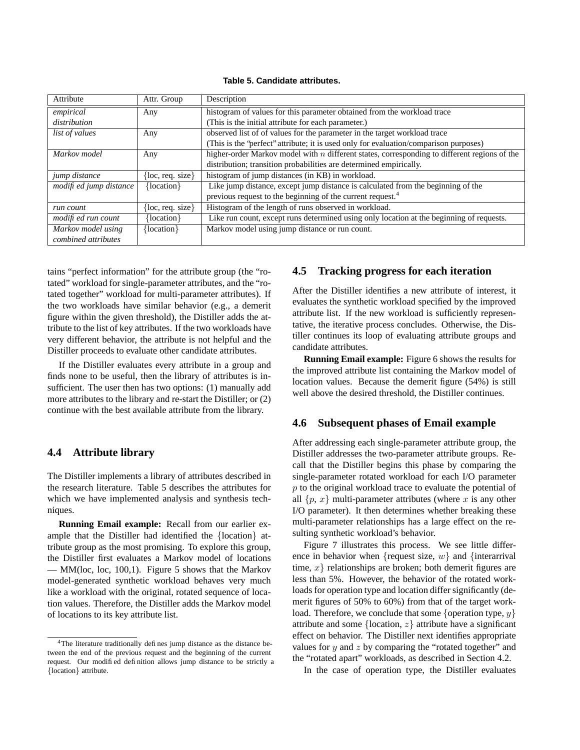**Table 5. Candidate attributes.**

| Attribute | Attr. Group | Description |
|---|---|---|
| *empirical distribution* | Any | histogram of values for this parameter obtained from the workload trace (This is the initial attribute for each parameter.) |
| *list of values* | Any | observed list of of values for the parameter in the target workload trace (This is the "perfect" attribute; it is used only for evaluation/comparison purposes) |
| *Markov model* | Any | higher-order Markov model with $n$ different states, corresponding to different regions of the distribution; transition probabilities are determined empirically. |
| *jump distance* | {loc, req. size} | histogram of jump distances (in KB) in workload. |
| *modified jump distance* | {location} | Like jump distance, except jump distance is calculated from the beginning of the previous request to the beginning of the current request.[4] |
| *run count* | {loc, req. size} | Histogram of the length of runs observed in workload. |
| *modified run count* | {location} | Like run count, except runs determined using only location at the beginning of requests. |
| *Markov model using combined attributes* | {location} | Markov model using jump distance or run count. |

tains "perfect information" for the attribute group (the "rotated" workload for single-parameter attributes, and the "rotated together" workload for multi-parameter attributes). If the two workloads have similar behavior (e.g., a demerit figure within the given threshold), the Distiller adds the attribute to the list of key attributes. If the two workloads have very different behavior, the attribute is not helpful and the Distiller proceeds to evaluate other candidate attributes.

If the Distiller evaluates every attribute in a group and finds none to be useful, then the library of attributes is insufficient. The user then has two options: (1) manually add more attributes to the library and re-start the Distiller; or (2) continue with the best available attribute from the library.

## 4.4 Attribute library

The Distiller implements a library of attributes described in the research literature. Table 5 describes the attributes for which we have implemented analysis and synthesis techniques.

**Running Email example:** Recall from our earlier example that the Distiller had identified the {location} attribute group as the most promising. To explore this group, the Distiller first evaluates a Markov model of locations — MM(loc, loc, 100,1). Figure 5 shows that the Markov model-generated synthetic workload behaves very much like a workload with the original, rotated sequence of location values. Therefore, the Distiller adds the Markov model of locations to its key attribute list.

[4] The literature traditionally defines jump distance as the distance between the end of the previous request and the beginning of the current request. Our modified definition allows jump distance to be strictly a {location} attribute.

## 4.5 Tracking progress for each iteration

After the Distiller identifies a new attribute of interest, it evaluates the synthetic workload specified by the improved attribute list. If the new workload is sufficiently representative, the iterative process concludes. Otherwise, the Distiller continues its loop of evaluating attribute groups and candidate attributes.

**Running Email example:** Figure 6 shows the results for the improved attribute list containing the Markov model of location values. Because the demerit figure (54%) is still well above the desired threshold, the Distiller continues.

## 4.6 Subsequent phases of Email example

After addressing each single-parameter attribute group, the Distiller addresses the two-parameter attribute groups. Recall that the Distiller begins this phase by comparing the single-parameter rotated workload for each I/O parameter $p$ to the original workload trace to evaluate the potential of all $\{p, x\}$ multi-parameter attributes (where $x$ is any other I/O parameter). It then determines whether breaking these multi-parameter relationships has a large effect on the resulting synthetic workload's behavior.

Figure 7 illustrates this process. We see little difference in behavior when {request size, $w$} and {interarrival time, $x$} relationships are broken; both demerit figures are less than 5%. However, the behavior of the rotated workloads for operation type and location differ significantly (demerit figures of 50% to 60%) from that of the target workload. Therefore, we conclude that some {operation type, $y$} attribute and some {location, $z$} attribute have a significant effect on behavior. The Distiller next identifies appropriate values for $y$ and $z$ by comparing the "rotated together" and the "rotated apart" workloads, as described in Section 4.2.

In the case of operation type, the Distiller evaluates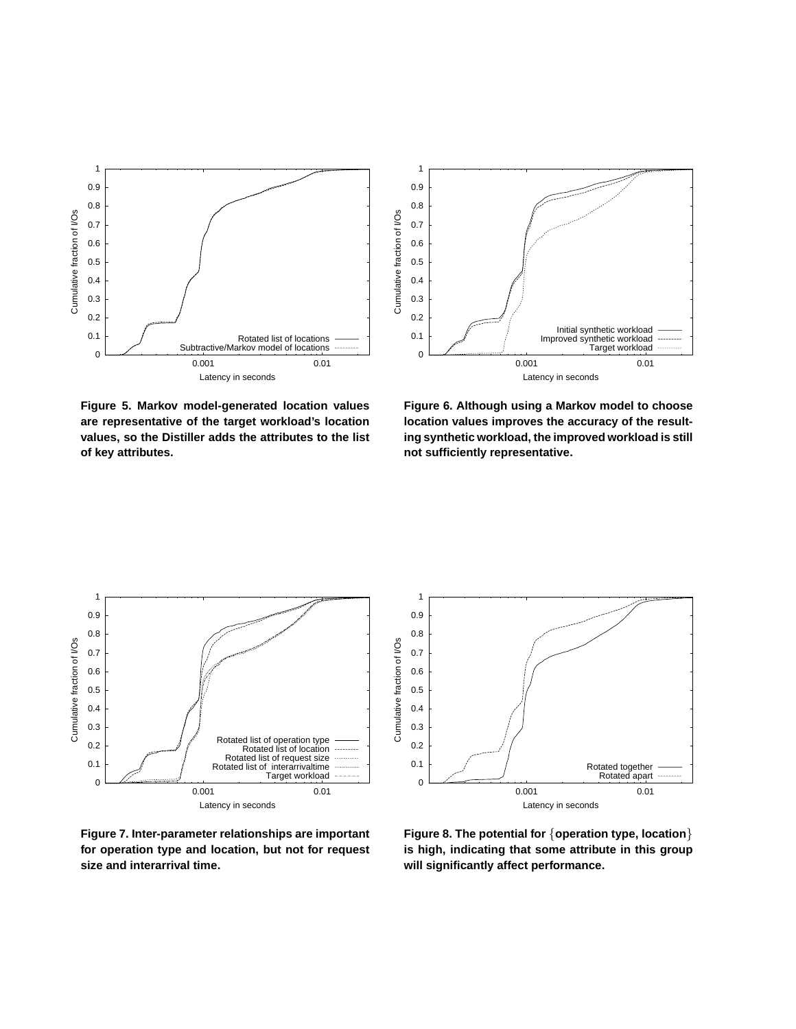**Figure 5. Markov model-generated location values are representative of the target workload's location values, so the Distiller adds the attributes to the list of key attributes.**

**Figure 6. Although using a Markov model to choose location values improves the accuracy of the resulting synthetic workload, the improved workload is still not sufficiently representative.**

**Figure 7. Inter-parameter relationships are important for operation type and location, but not for request size and interarrival time.**

**Figure 8. The potential for {operation type, location} is high, indicating that some attribute in this group will significantly affect performance.**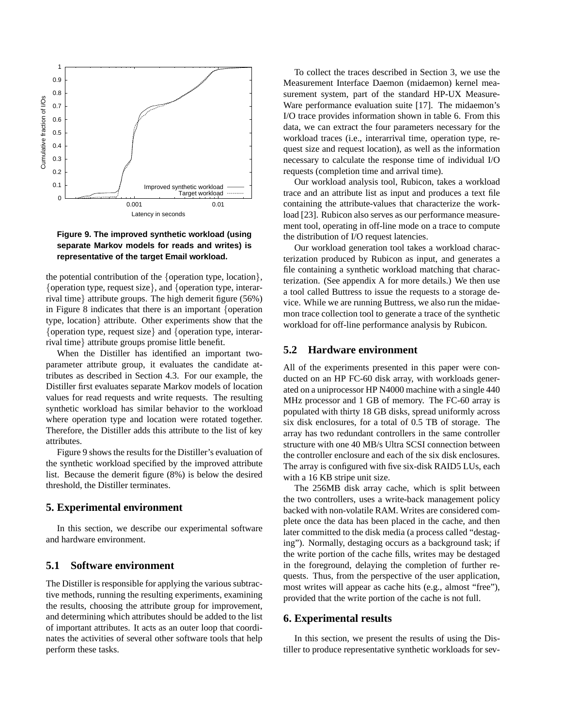Figure 9. The improved synthetic workload (using separate Markov models for reads and writes) is representative of the target Email workload.

the potential contribution of the {operation type, location}, {operation type, request size}, and {operation type, interarrival time} attribute groups. The high demerit figure (56%) in Figure 8 indicates that there is an important {operation type, location} attribute. Other experiments show that the {operation type, request size} and {operation type, interarrival time} attribute groups promise little benefit.

When the Distiller has identified an important two-parameter attribute group, it evaluates the candidate attributes as described in Section 4.3. For our example, the Distiller first evaluates separate Markov models of location values for read requests and write requests. The resulting synthetic workload has similar behavior to the workload where operation type and location were rotated together. Therefore, the Distiller adds this attribute to the list of key attributes.

Figure 9 shows the results for the Distiller's evaluation of the synthetic workload specified by the improved attribute list. Because the demerit figure (8%) is below the desired threshold, the Distiller terminates.

## 5. Experimental environment

In this section, we describe our experimental software and hardware environment.

### 5.1 Software environment

The Distiller is responsible for applying the various subtractive methods, running the resulting experiments, examining the results, choosing the attribute group for improvement, and determining which attributes should be added to the list of important attributes. It acts as an outer loop that coordinates the activities of several other software tools that help perform these tasks.

To collect the traces described in Section 3, we use the Measurement Interface Daemon (midaemon) kernel measurement system, part of the standard HP-UX MeasureWare performance evaluation suite [17]. The midaemon's I/O trace provides information shown in table 6. From this data, we can extract the four parameters necessary for the workload traces (i.e., interarrival time, operation type, request size and request location), as well as the information necessary to calculate the response time of individual I/O requests (completion time and arrival time).

Our workload analysis tool, Rubicon, takes a workload trace and an attribute list as input and produces a text file containing the attribute-values that characterize the workload [23]. Rubicon also serves as our performance measurement tool, operating in off-line mode on a trace to compute the distribution of I/O request latencies.

Our workload generation tool takes a workload characterization produced by Rubicon as input, and generates a file containing a synthetic workload matching that characterization. (See appendix A for more details.) We then use a tool called Buttress to issue the requests to a storage device. While we are running Buttress, we also run the midaemon trace collection tool to generate a trace of the synthetic workload for off-line performance analysis by Rubicon.

### 5.2 Hardware environment

All of the experiments presented in this paper were conducted on an HP FC-60 disk array, with workloads generated on a uniprocessor HP N4000 machine with a single 440 MHz processor and 1 GB of memory. The FC-60 array is populated with thirty 18 GB disks, spread uniformly across six disk enclosures, for a total of 0.5 TB of storage. The array has two redundant controllers in the same controller structure with one 40 MB/s Ultra SCSI connection between the controller enclosure and each of the six disk enclosures. The array is configured with five six-disk RAID5 LUs, each with a 16 KB stripe unit size.

The 256MB disk array cache, which is split between the two controllers, uses a write-back management policy backed with non-volatile RAM. Writes are considered complete once the data has been placed in the cache, and then later committed to the disk media (a process called "destaging"). Normally, destaging occurs as a background task; if the write portion of the cache fills, writes may be destaged in the foreground, delaying the completion of further requests. Thus, from the perspective of the user application, most writes will appear as cache hits (e.g., almost "free"), provided that the write portion of the cache is not full.

## 6. Experimental results

In this section, we present the results of using the Distiller to produce representative synthetic workloads for sev-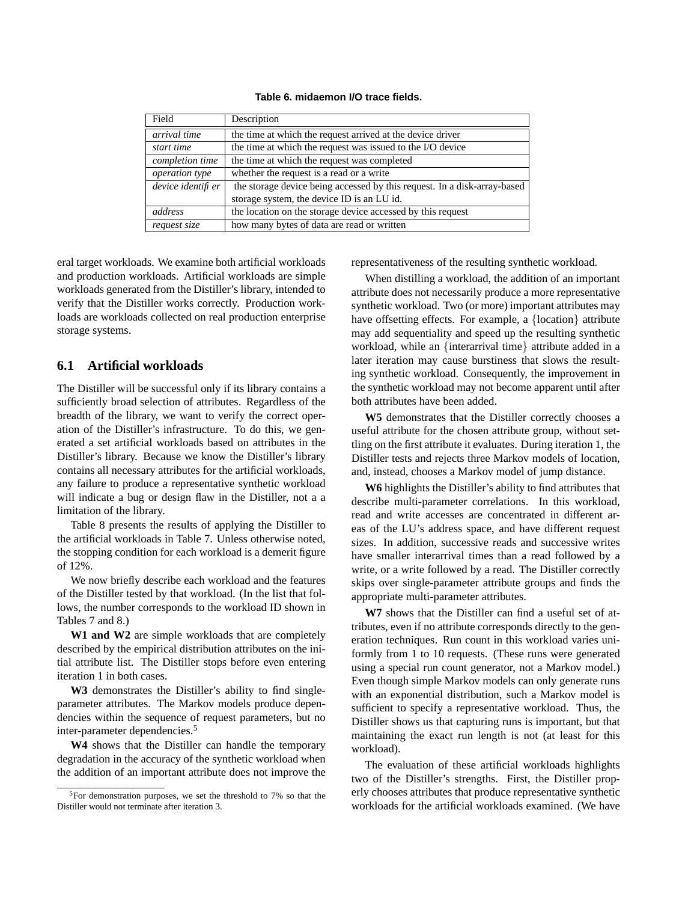**Table 6. midaemon I/O trace fields.**

| Field | Description |
|---|---|
| *arrival time* | the time at which the request arrived at the device driver |
| *start time* | the time at which the request was issued to the I/O device |
| *completion time* | the time at which the request was completed |
| *operation type* | whether the request is a read or a write |
| *device identifier* | the storage device being accessed by this request. In a disk-array-based storage system, the device ID is an LU id. |
| *address* | the location on the storage device accessed by this request |
| *request size* | how many bytes of data are read or written |

eral target workloads. We examine both artificial workloads and production workloads. Artificial workloads are simple workloads generated from the Distiller's library, intended to verify that the Distiller works correctly. Production workloads are workloads collected on real production enterprise storage systems.

## 6.1 Artificial workloads

The Distiller will be successful only if its library contains a sufficiently broad selection of attributes. Regardless of the breadth of the library, we want to verify the correct operation of the Distiller's infrastructure. To do this, we generated a set artificial workloads based on attributes in the Distiller's library. Because we know the Distiller's library contains all necessary attributes for the artificial workloads, any failure to produce a representative synthetic workload will indicate a bug or design flaw in the Distiller, not a a limitation of the library.

Table 8 presents the results of applying the Distiller to the artificial workloads in Table 7. Unless otherwise noted, the stopping condition for each workload is a demerit figure of 12%.

We now briefly describe each workload and the features of the Distiller tested by that workload. (In the list that follows, the number corresponds to the workload ID shown in Tables 7 and 8.)

**W1 and W2** are simple workloads that are completely described by the empirical distribution attributes on the initial attribute list. The Distiller stops before even entering iteration 1 in both cases.

**W3** demonstrates the Distiller's ability to find single-parameter attributes. The Markov models produce dependencies within the sequence of request parameters, but no inter-parameter dependencies.[5]

**W4** shows that the Distiller can handle the temporary degradation in the accuracy of the synthetic workload when the addition of an important attribute does not improve the representativeness of the resulting synthetic workload.

When distilling a workload, the addition of an important attribute does not necessarily produce a more representative synthetic workload. Two (or more) important attributes may have offsetting effects. For example, a {location} attribute may add sequentiality and speed up the resulting synthetic workload, while an {interarrival time} attribute added in a later iteration may cause burstiness that slows the resulting synthetic workload. Consequently, the improvement in the synthetic workload may not become apparent until after both attributes have been added.

**W5** demonstrates that the Distiller correctly chooses a useful attribute for the chosen attribute group, without settling on the first attribute it evaluates. During iteration 1, the Distiller tests and rejects three Markov models of location, and, instead, chooses a Markov model of jump distance.

**W6** highlights the Distiller's ability to find attributes that describe multi-parameter correlations. In this workload, read and write accesses are concentrated in different areas of the LU's address space, and have different request sizes. In addition, successive reads and successive writes have smaller interarrival times than a read followed by a write, or a write followed by a read. The Distiller correctly skips over single-parameter attribute groups and finds the appropriate multi-parameter attributes.

**W7** shows that the Distiller can find a useful set of attributes, even if no attribute corresponds directly to the generation techniques. Run count in this workload varies uniformly from 1 to 10 requests. (These runs were generated using a special run count generator, not a Markov model.) Even though simple Markov models can only generate runs with an exponential distribution, such a Markov model is sufficient to specify a representative workload. Thus, the Distiller shows us that capturing runs is important, but that maintaining the exact run length is not (at least for this workload).

The evaluation of these artificial workloads highlights two of the Distiller's strengths. First, the Distiller properly chooses attributes that produce representative synthetic workloads for the artificial workloads examined. (We have

[5] For demonstration purposes, we set the threshold to 7% so that the Distiller would not terminate after iteration 3.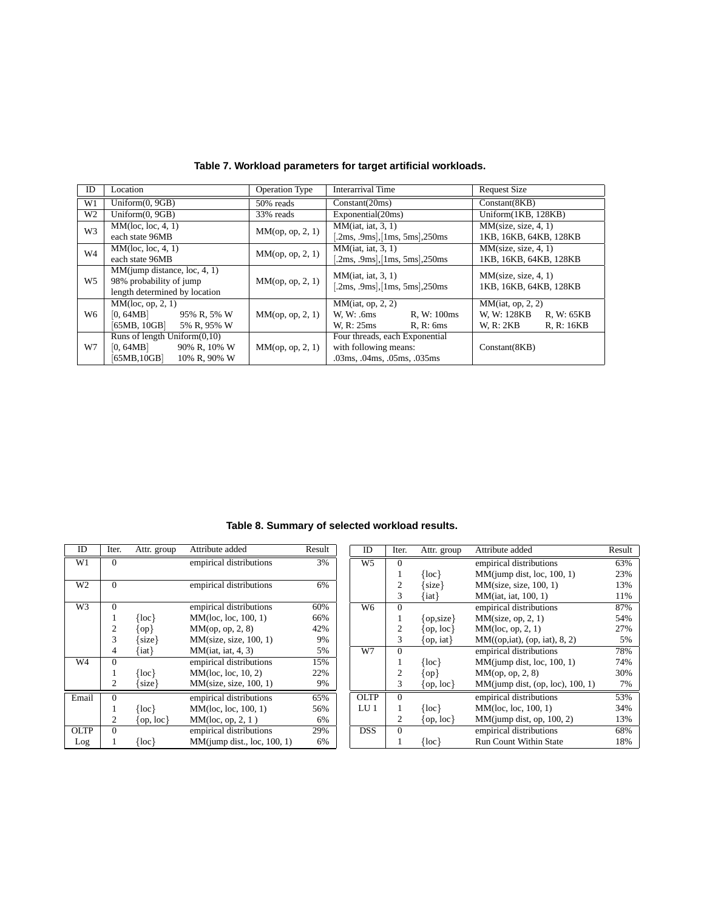**Table 7. Workload parameters for target artificial workloads.**

| ID | Location | Operation Type | Interarrival Time | Request Size |
|---|---|---|---|---|
| W1 | Uniform(0, 9GB) | 50% reads | Constant(20ms) | Constant(8KB) |
| W2 | Uniform(0, 9GB) | 33% reads | Exponential(20ms) | Uniform(1KB, 128KB) |
| W3 | MM(loc, loc, 4, 1) each state 96MB | MM(op, op, 2, 1) | MM(iat, iat, 3, 1) [.2ms, .9ms],[1ms, 5ms],250ms | MM(size, size, 4, 1) 1KB, 16KB, 64KB, 128KB |
| W4 | MM(loc, loc, 4, 1) each state 96MB | MM(op, op, 2, 1) | MM(iat, iat, 3, 1) [.2ms, .9ms],[1ms, 5ms],250ms | MM(size, size, 4, 1) 1KB, 16KB, 64KB, 128KB |
| W5 | MM(jump distance, loc, 4, 1) 98% probability of jump length determined by location | MM(op, op, 2, 1) | MM(iat, iat, 3, 1) [.2ms, .9ms],[1ms, 5ms],250ms | MM(size, size, 4, 1) 1KB, 16KB, 64KB, 128KB |
| W6 | MM(loc, op, 2, 1) [0, 64MB] 95% R, 5% W [65MB, 10GB] 5% R, 95% W | MM(op, op, 2, 1) | MM(iat, op, 2, 2) W, W: .6ms R, W: 100ms W, R: 25ms R, R: 6ms | MM(iat, op, 2, 2) W, W: 128KB R, W: 65KB W, R: 2KB R, R: 16KB |
| W7 | Runs of length Uniform(0,10) [0, 64MB] 90% R, 10% W [65MB,10GB] 10% R, 90% W | MM(op, op, 2, 1) | Four threads, each Exponential with following means: .03ms, .04ms, .05ms, .035ms | Constant(8KB) |

**Table 8. Summary of selected workload results.**

| ID | Iter. | Attr. group | Attribute added | Result |
|---|---|---|---|---|
| W1 | 0 | | empirical distributions | 3% |
| W2 | 0 | | empirical distributions | 6% |
| W3 | 0 | | empirical distributions | 60% |
| | 1 | {loc} | MM(loc, loc, 100, 1) | 66% |
| | 2 | {op} | MM(op, op, 2, 8) | 42% |
| | 3 | {size} | MM(size, size, 100, 1) | 9% |
| | 4 | {iat} | MM(iat, iat, 4, 3) | 5% |
| W4 | 0 | | empirical distributions | 15% |
| | 1 | {loc} | MM(loc, loc, 10, 2) | 22% |
| | 2 | {size} | MM(size, size, 100, 1) | 9% |
| Email | 0 | | empirical distributions | 65% |
| | 1 | {loc} | MM(loc, loc, 100, 1) | 56% |
| | 2 | {op, loc} | MM(loc, op, 2, 1 ) | 6% |
| OLTP Log | 0 | | empirical distributions | 29% |
| | 1 | {loc} | MM(jump dist., loc, 100, 1) | 6% |

| ID | Iter. | Attr. group | Attribute added | Result |
|---|---|---|---|---|
| W5 | 0 | | empirical distributions | 63% |
| | 1 | {loc} | MM(jump dist, loc, 100, 1) | 23% |
| | 2 | {size} | MM(size, size, 100, 1) | 13% |
| | 3 | {iat} | MM(iat, iat, 100, 1) | 11% |
| W6 | 0 | | empirical distributions | 87% |
| | 1 | {op,size} | MM(size, op, 2, 1) | 54% |
| | 2 | {op, loc} | MM(loc, op, 2, 1) | 27% |
| | 3 | {op, iat} | MM((op,iat), (op, iat), 8, 2) | 5% |
| W7 | 0 | | empirical distributions | 78% |
| | 1 | {loc} | MM(jump dist, loc, 100, 1) | 74% |
| | 2 | {op} | MM(op, op, 2, 8) | 30% |
| | 3 | {op, loc} | MM(jump dist, (op, loc), 100, 1) | 7% |
| OLTP LU 1 | 0 | | empirical distributions | 53% |
| | 1 | {loc} | MM(loc, loc, 100, 1) | 34% |
| | 2 | {op, loc} | MM(jump dist, op, 100, 2) | 13% |
| DSS | 0 | | empirical distributions | 68% |
| | 1 | {loc} | Run Count Within State | 18% |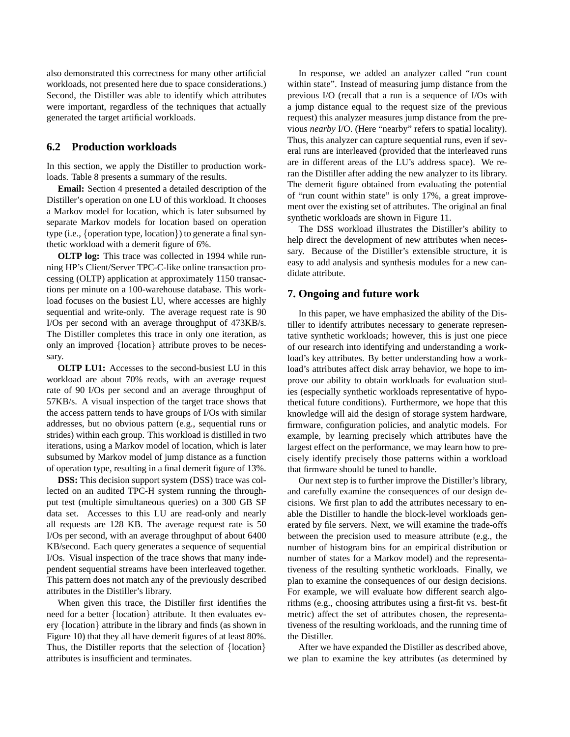also demonstrated this correctness for many other artificial workloads, not presented here due to space considerations.) Second, the Distiller was able to identify which attributes were important, regardless of the techniques that actually generated the target artificial workloads.

### 6.2 Production workloads

In this section, we apply the Distiller to production workloads. Table 8 presents a summary of the results.

**Email:** Section 4 presented a detailed description of the Distiller's operation on one LU of this workload. It chooses a Markov model for location, which is later subsumed by separate Markov models for location based on operation type (i.e., {operation type, location}) to generate a final synthetic workload with a demerit figure of 6%.

**OLTP log:** This trace was collected in 1994 while running HP's Client/Server TPC-C-like online transaction processing (OLTP) application at approximately 1150 transactions per minute on a 100-warehouse database. This workload focuses on the busiest LU, where accesses are highly sequential and write-only. The average request rate is 90 I/Os per second with an average throughput of 473KB/s. The Distiller completes this trace in only one iteration, as only an improved {location} attribute proves to be necessary.

**OLTP LU1:** Accesses to the second-busiest LU in this workload are about 70% reads, with an average request rate of 90 I/Os per second and an average throughput of 57KB/s. A visual inspection of the target trace shows that the access pattern tends to have groups of I/Os with similar addresses, but no obvious pattern (e.g., sequential runs or strides) within each group. This workload is distilled in two iterations, using a Markov model of location, which is later subsumed by Markov model of jump distance as a function of operation type, resulting in a final demerit figure of 13%.

**DSS:** This decision support system (DSS) trace was collected on an audited TPC-H system running the throughput test (multiple simultaneous queries) on a 300 GB SF data set. Accesses to this LU are read-only and nearly all requests are 128 KB. The average request rate is 50 I/Os per second, with an average throughput of about 6400 KB/second. Each query generates a sequence of sequential I/Os. Visual inspection of the trace shows that many independent sequential streams have been interleaved together. This pattern does not match any of the previously described attributes in the Distiller's library.

When given this trace, the Distiller first identifies the need for a better {location} attribute. It then evaluates every {location} attribute in the library and finds (as shown in Figure 10) that they all have demerit figures of at least 80%. Thus, the Distiller reports that the selection of {location} attributes is insufficient and terminates.

In response, we added an analyzer called "run count within state". Instead of measuring jump distance from the previous I/O (recall that a run is a sequence of I/Os with a jump distance equal to the request size of the previous request) this analyzer measures jump distance from the previous *nearby* I/O. (Here "nearby" refers to spatial locality). Thus, this analyzer can capture sequential runs, even if several runs are interleaved (provided that the interleaved runs are in different areas of the LU's address space). We reran the Distiller after adding the new analyzer to its library. The demerit figure obtained from evaluating the potential of "run count within state" is only 17%, a great improvement over the existing set of attributes. The original an final synthetic workloads are shown in Figure 11.

The DSS workload illustrates the Distiller's ability to help direct the development of new attributes when necessary. Because of the Distiller's extensible structure, it is easy to add analysis and synthesis modules for a new candidate attribute.

## 7. Ongoing and future work

In this paper, we have emphasized the ability of the Distiller to identify attributes necessary to generate representative synthetic workloads; however, this is just one piece of our research into identifying and understanding a workload's key attributes. By better understanding how a workload's attributes affect disk array behavior, we hope to improve our ability to obtain workloads for evaluation studies (especially synthetic workloads representative of hypothetical future conditions). Furthermore, we hope that this knowledge will aid the design of storage system hardware, firmware, configuration policies, and analytic models. For example, by learning precisely which attributes have the largest effect on the performance, we may learn how to precisely identify precisely those patterns within a workload that firmware should be tuned to handle.

Our next step is to further improve the Distiller's library, and carefully examine the consequences of our design decisions. We first plan to add the attributes necessary to enable the Distiller to handle the block-level workloads generated by file servers. Next, we will examine the trade-offs between the precision used to measure attribute (e.g., the number of histogram bins for an empirical distribution or number of states for a Markov model) and the representativeness of the resulting synthetic workloads. Finally, we plan to examine the consequences of our design decisions. For example, we will evaluate how different search algorithms (e.g., choosing attributes using a first-fit vs. best-fit metric) affect the set of attributes chosen, the representativeness of the resulting workloads, and the running time of the Distiller.

After we have expanded the Distiller as described above, we plan to examine the key attributes (as determined by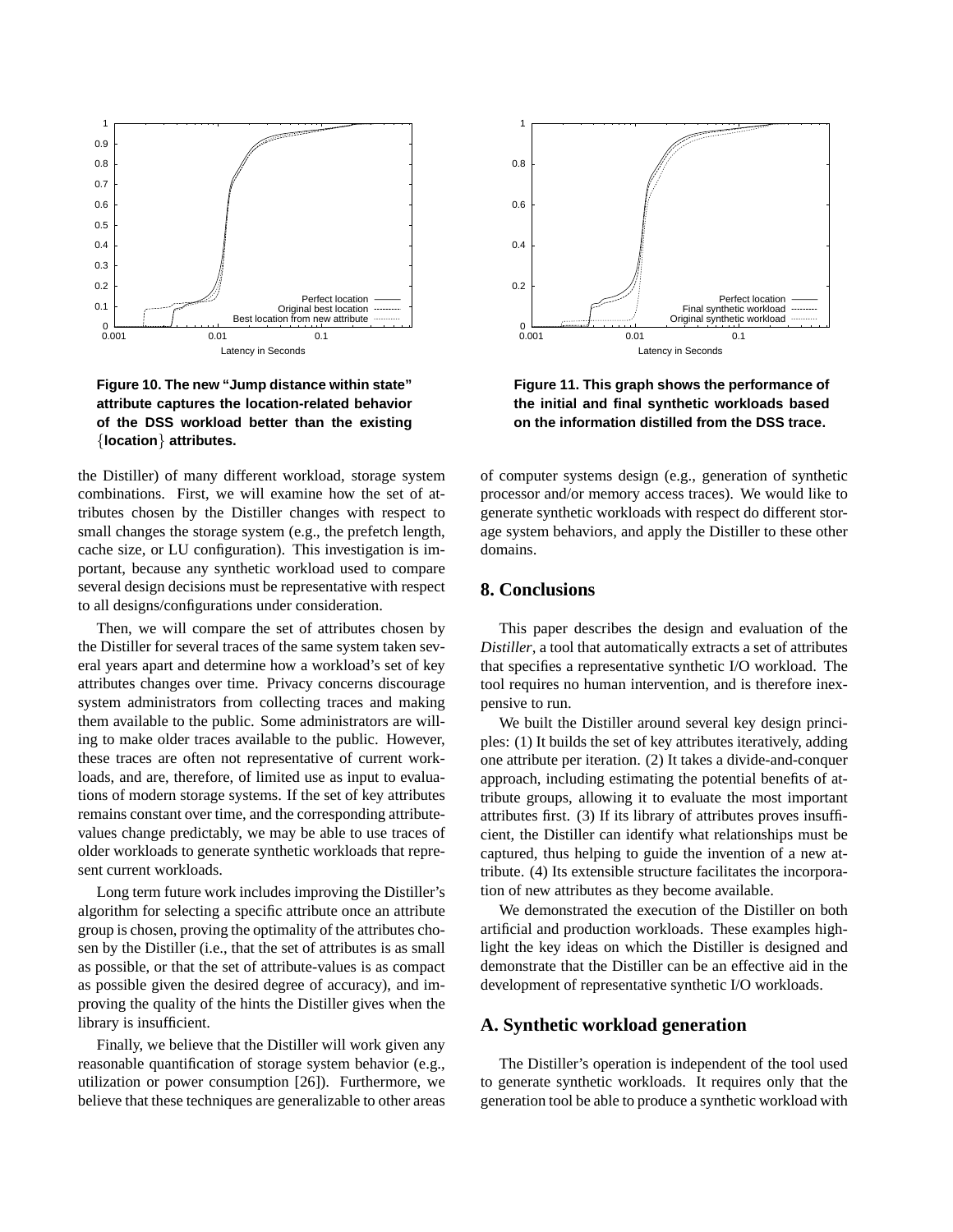Figure 10. The new "Jump distance within state" attribute captures the location-related behavior of the DSS workload better than the existing {location} attributes.

Figure 11. This graph shows the performance of the initial and final synthetic workloads based on the information distilled from the DSS trace.

the Distiller) of many different workload, storage system combinations. First, we will examine how the set of attributes chosen by the Distiller changes with respect to small changes the storage system (e.g., the prefetch length, cache size, or LU configuration). This investigation is important, because any synthetic workload used to compare several design decisions must be representative with respect to all designs/configurations under consideration.

Then, we will compare the set of attributes chosen by the Distiller for several traces of the same system taken several years apart and determine how a workload's set of key attributes changes over time. Privacy concerns discourage system administrators from collecting traces and making them available to the public. Some administrators are willing to make older traces available to the public. However, these traces are often not representative of current workloads, and are, therefore, of limited use as input to evaluations of modern storage systems. If the set of key attributes remains constant over time, and the corresponding attribute-values change predictably, we may be able to use traces of older workloads to generate synthetic workloads that represent current workloads.

Long term future work includes improving the Distiller's algorithm for selecting a specific attribute once an attribute group is chosen, proving the optimality of the attributes chosen by the Distiller (i.e., that the set of attributes is as small as possible, or that the set of attribute-values is as compact as possible given the desired degree of accuracy), and improving the quality of the hints the Distiller gives when the library is insufficient.

Finally, we believe that the Distiller will work given any reasonable quantification of storage system behavior (e.g., utilization or power consumption [26]). Furthermore, we believe that these techniques are generalizable to other areas of computer systems design (e.g., generation of synthetic processor and/or memory access traces). We would like to generate synthetic workloads with respect do different storage system behaviors, and apply the Distiller to these other domains.

## 8. Conclusions

This paper describes the design and evaluation of the *Distiller*, a tool that automatically extracts a set of attributes that specifies a representative synthetic I/O workload. The tool requires no human intervention, and is therefore inexpensive to run.

We built the Distiller around several key design principles: (1) It builds the set of key attributes iteratively, adding one attribute per iteration. (2) It takes a divide-and-conquer approach, including estimating the potential benefits of attribute groups, allowing it to evaluate the most important attributes first. (3) If its library of attributes proves insufficient, the Distiller can identify what relationships must be captured, thus helping to guide the invention of a new attribute. (4) Its extensible structure facilitates the incorporation of new attributes as they become available.

We demonstrated the execution of the Distiller on both artificial and production workloads. These examples highlight the key ideas on which the Distiller is designed and demonstrate that the Distiller can be an effective aid in the development of representative synthetic I/O workloads.

## A. Synthetic workload generation

The Distiller's operation is independent of the tool used to generate synthetic workloads. It requires only that the generation tool be able to produce a synthetic workload with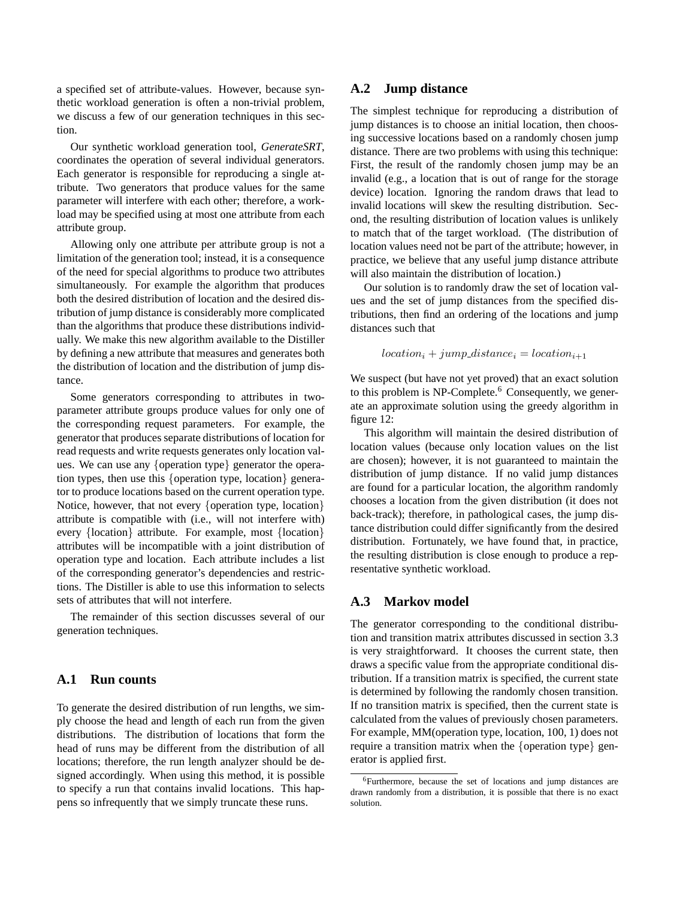a specified set of attribute-values. However, because synthetic workload generation is often a non-trivial problem, we discuss a few of our generation techniques in this section.

Our synthetic workload generation tool, *GenerateSRT*, coordinates the operation of several individual generators. Each generator is responsible for reproducing a single attribute. Two generators that produce values for the same parameter will interfere with each other; therefore, a workload may be specified using at most one attribute from each attribute group.

Allowing only one attribute per attribute group is not a limitation of the generation tool; instead, it is a consequence of the need for special algorithms to produce two attributes simultaneously. For example the algorithm that produces both the desired distribution of location and the desired distribution of jump distance is considerably more complicated than the algorithms that produce these distributions individually. We make this new algorithm available to the Distiller by defining a new attribute that measures and generates both the distribution of location and the distribution of jump distance.

Some generators corresponding to attributes in two-parameter attribute groups produce values for only one of the corresponding request parameters. For example, the generator that produces separate distributions of location for read requests and write requests generates only location values. We can use any {operation type} generator the operation types, then use this {operation type, location} generator to produce locations based on the current operation type. Notice, however, that not every {operation type, location} attribute is compatible with (i.e., will not interfere with) every {location} attribute. For example, most {location} attributes will be incompatible with a joint distribution of operation type and location. Each attribute includes a list of the corresponding generator's dependencies and restrictions. The Distiller is able to use this information to selects sets of attributes that will not interfere.

The remainder of this section discusses several of our generation techniques.

## A.1 Run counts

To generate the desired distribution of run lengths, we simply choose the head and length of each run from the given distributions. The distribution of locations that form the head of runs may be different from the distribution of all locations; therefore, the run length analyzer should be designed accordingly. When using this method, it is possible to specify a run that contains invalid locations. This happens so infrequently that we simply truncate these runs.

## A.2 Jump distance

The simplest technique for reproducing a distribution of jump distances is to choose an initial location, then choosing successive locations based on a randomly chosen jump distance. There are two problems with using this technique: First, the result of the randomly chosen jump may be an invalid (e.g., a location that is out of range for the storage device) location. Ignoring the random draws that lead to invalid locations will skew the resulting distribution. Second, the resulting distribution of location values is unlikely to match that of the target workload. (The distribution of location values need not be part of the attribute; however, in practice, we believe that any useful jump distance attribute will also maintain the distribution of location.)

Our solution is to randomly draw the set of location values and the set of jump distances from the specified distributions, then find an ordering of the locations and jump distances such that

$$location_i + jump\_distance_i = location_{i+1}$$

We suspect (but have not yet proved) that an exact solution to this problem is NP-Complete.[6] Consequently, we generate an approximate solution using the greedy algorithm in figure 12:

This algorithm will maintain the desired distribution of location values (because only location values on the list are chosen); however, it is not guaranteed to maintain the distribution of jump distance. If no valid jump distances are found for a particular location, the algorithm randomly chooses a location from the given distribution (it does not back-track); therefore, in pathological cases, the jump distance distribution could differ significantly from the desired distribution. Fortunately, we have found that, in practice, the resulting distribution is close enough to produce a representative synthetic workload.

## A.3 Markov model

The generator corresponding to the conditional distribution and transition matrix attributes discussed in section 3.3 is very straightforward. It chooses the current state, then draws a specific value from the appropriate conditional distribution. If a transition matrix is specified, the current state is determined by following the randomly chosen transition. If no transition matrix is specified, then the current state is calculated from the values of previously chosen parameters. For example, MM(operation type, location, 100, 1) does not require a transition matrix when the {operation type} generator is applied first.

[6] Furthermore, because the set of locations and jump distances are drawn randomly from a distribution, it is possible that there is no exact solution.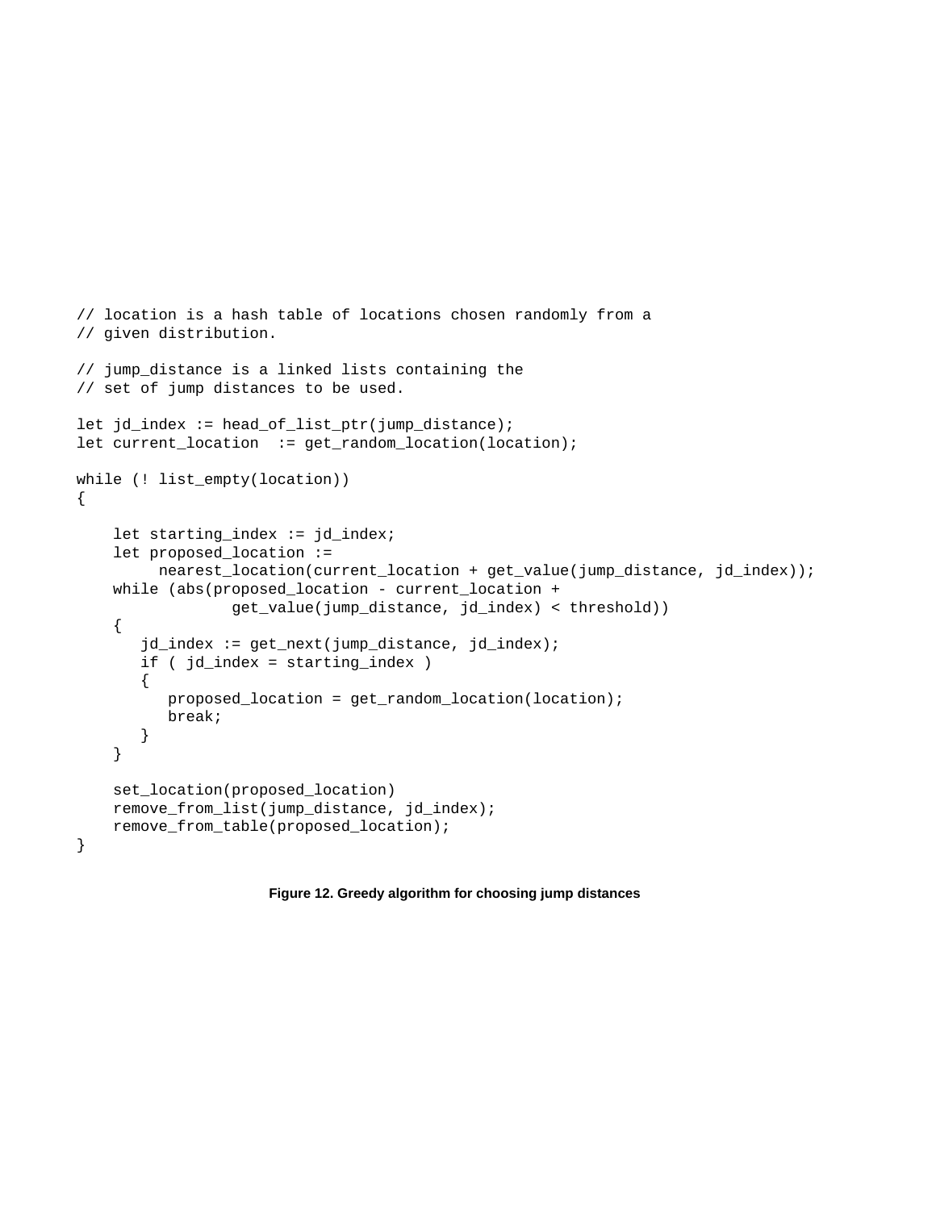```
// location is a hash table of locations chosen randomly from a
// given distribution.

// jump_distance is a linked lists containing the
// set of jump distances to be used.

let jd_index := head_of_list_ptr(jump_distance);
let current_location  := get_random_location(location);

while (! list_empty(location))
{

    let starting_index := jd_index;
    let proposed_location :=
         nearest_location(current_location + get_value(jump_distance, jd_index));
    while (abs(proposed_location - current_location +
                 get_value(jump_distance, jd_index) < threshold))
    {
       jd_index := get_next(jump_distance, jd_index);
       if ( jd_index = starting_index )
       {
          proposed_location = get_random_location(location);
          break;
       }
    }

    set_location(proposed_location)
    remove_from_list(jump_distance, jd_index);
    remove_from_table(proposed_location);
}
```

**Figure 12. Greedy algorithm for choosing jump distances**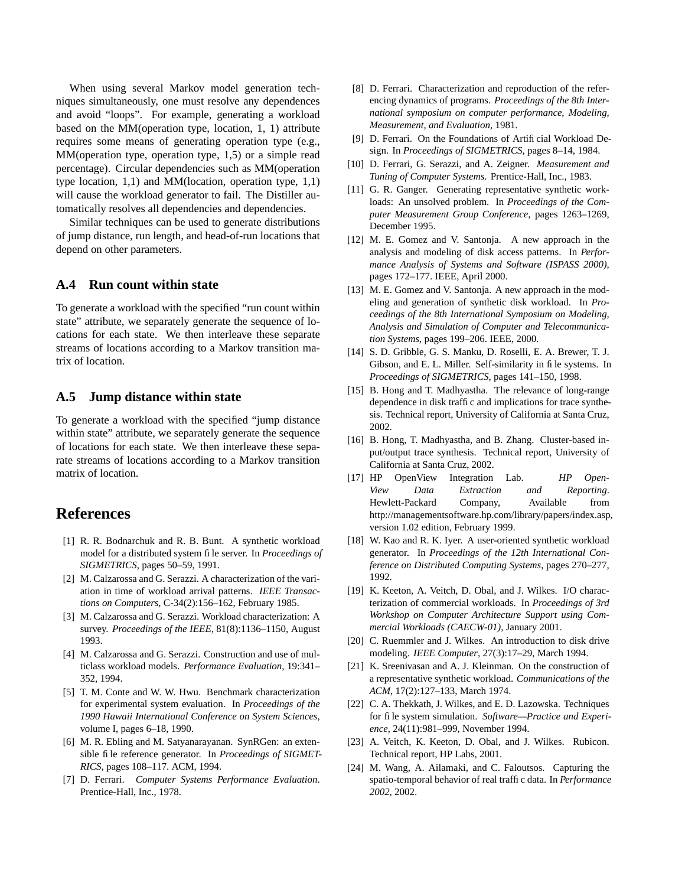When using several Markov model generation techniques simultaneously, one must resolve any dependences and avoid "loops". For example, generating a workload based on the MM(operation type, location, 1, 1) attribute requires some means of generating operation type (e.g., MM(operation type, operation type, 1,5) or a simple read percentage). Circular dependencies such as MM(operation type location, 1,1) and MM(location, operation type, 1,1) will cause the workload generator to fail. The Distiller automatically resolves all dependencies and dependencies.

Similar techniques can be used to generate distributions of jump distance, run length, and head-of-run locations that depend on other parameters.

### A.4 Run count within state

To generate a workload with the specified "run count within state" attribute, we separately generate the sequence of locations for each state. We then interleave these separate streams of locations according to a Markov transition matrix of location.

### A.5 Jump distance within state

To generate a workload with the specified "jump distance within state" attribute, we separately generate the sequence of locations for each state. We then interleave these separate streams of locations according to a Markov transition matrix of location.

## References

[1] R. R. Bodnarchuk and R. B. Bunt. A synthetic workload model for a distributed system file server. In *Proceedings of SIGMETRICS*, pages 50–59, 1991.

[2] M. Calzarossa and G. Serazzi. A characterization of the variation in time of workload arrival patterns. *IEEE Transactions on Computers*, C-34(2):156–162, February 1985.

[3] M. Calzarossa and G. Serazzi. Workload characterization: A survey. *Proceedings of the IEEE*, 81(8):1136–1150, August 1993.

[4] M. Calzarossa and G. Serazzi. Construction and use of multiclass workload models. *Performance Evaluation*, 19:341–352, 1994.

[5] T. M. Conte and W. W. Hwu. Benchmark characterization for experimental system evaluation. In *Proceedings of the 1990 Hawaii International Conference on System Sciences*, volume I, pages 6–18, 1990.

[6] M. R. Ebling and M. Satyanarayanan. SynRGen: an extensible file reference generator. In *Proceedings of SIGMETRICS*, pages 108–117. ACM, 1994.

[7] D. Ferrari. *Computer Systems Performance Evaluation*. Prentice-Hall, Inc., 1978.

[8] D. Ferrari. Characterization and reproduction of the referencing dynamics of programs. *Proceedings of the 8th International symposium on computer performance, Modeling, Measurement, and Evaluation*, 1981.

[9] D. Ferrari. On the Foundations of Artificial Workload Design. In *Proceedings of SIGMETRICS*, pages 8–14, 1984.

[10] D. Ferrari, G. Serazzi, and A. Zeigner. *Measurement and Tuning of Computer Systems*. Prentice-Hall, Inc., 1983.

[11] G. R. Ganger. Generating representative synthetic workloads: An unsolved problem. In *Proceedings of the Computer Measurement Group Conference*, pages 1263–1269, December 1995.

[12] M. E. Gomez and V. Santonja. A new approach in the analysis and modeling of disk access patterns. In *Performance Analysis of Systems and Software (ISPASS 2000)*, pages 172–177. IEEE, April 2000.

[13] M. E. Gomez and V. Santonja. A new approach in the modeling and generation of synthetic disk workload. In *Proceedings of the 8th International Symposium on Modeling, Analysis and Simulation of Computer and Telecommunication Systems*, pages 199–206. IEEE, 2000.

[14] S. D. Gribble, G. S. Manku, D. Roselli, E. A. Brewer, T. J. Gibson, and E. L. Miller. Self-similarity in file systems. In *Proceedings of SIGMETRICS*, pages 141–150, 1998.

[15] B. Hong and T. Madhyastha. The relevance of long-range dependence in disk traffic and implications for trace synthesis. Technical report, University of California at Santa Cruz, 2002.

[16] B. Hong, T. Madhyastha, and B. Zhang. Cluster-based input/output trace synthesis. Technical report, University of California at Santa Cruz, 2002.

[17] HP OpenView Integration Lab. *HP OpenView Data Extraction and Reporting*. Hewlett-Packard Company, Available from http://managementsoftware.hp.com/library/papers/index.asp, version 1.02 edition, February 1999.

[18] W. Kao and R. K. Iyer. A user-oriented synthetic workload generator. In *Proceedings of the 12th International Conference on Distributed Computing Systems*, pages 270–277, 1992.

[19] K. Keeton, A. Veitch, D. Obal, and J. Wilkes. I/O characterization of commercial workloads. In *Proceedings of 3rd Workshop on Computer Architecture Support using Commercial Workloads (CAECW-01)*, January 2001.

[20] C. Ruemmler and J. Wilkes. An introduction to disk drive modeling. *IEEE Computer*, 27(3):17–29, March 1994.

[21] K. Sreenivasan and A. J. Kleinman. On the construction of a representative synthetic workload. *Communications of the ACM*, 17(2):127–133, March 1974.

[22] C. A. Thekkath, J. Wilkes, and E. D. Lazowska. Techniques for file system simulation. *Software—Practice and Experience*, 24(11):981–999, November 1994.

[23] A. Veitch, K. Keeton, D. Obal, and J. Wilkes. Rubicon. Technical report, HP Labs, 2001.

[24] M. Wang, A. Ailamaki, and C. Faloutsos. Capturing the spatio-temporal behavior of real traffic data. In *Performance 2002*, 2002.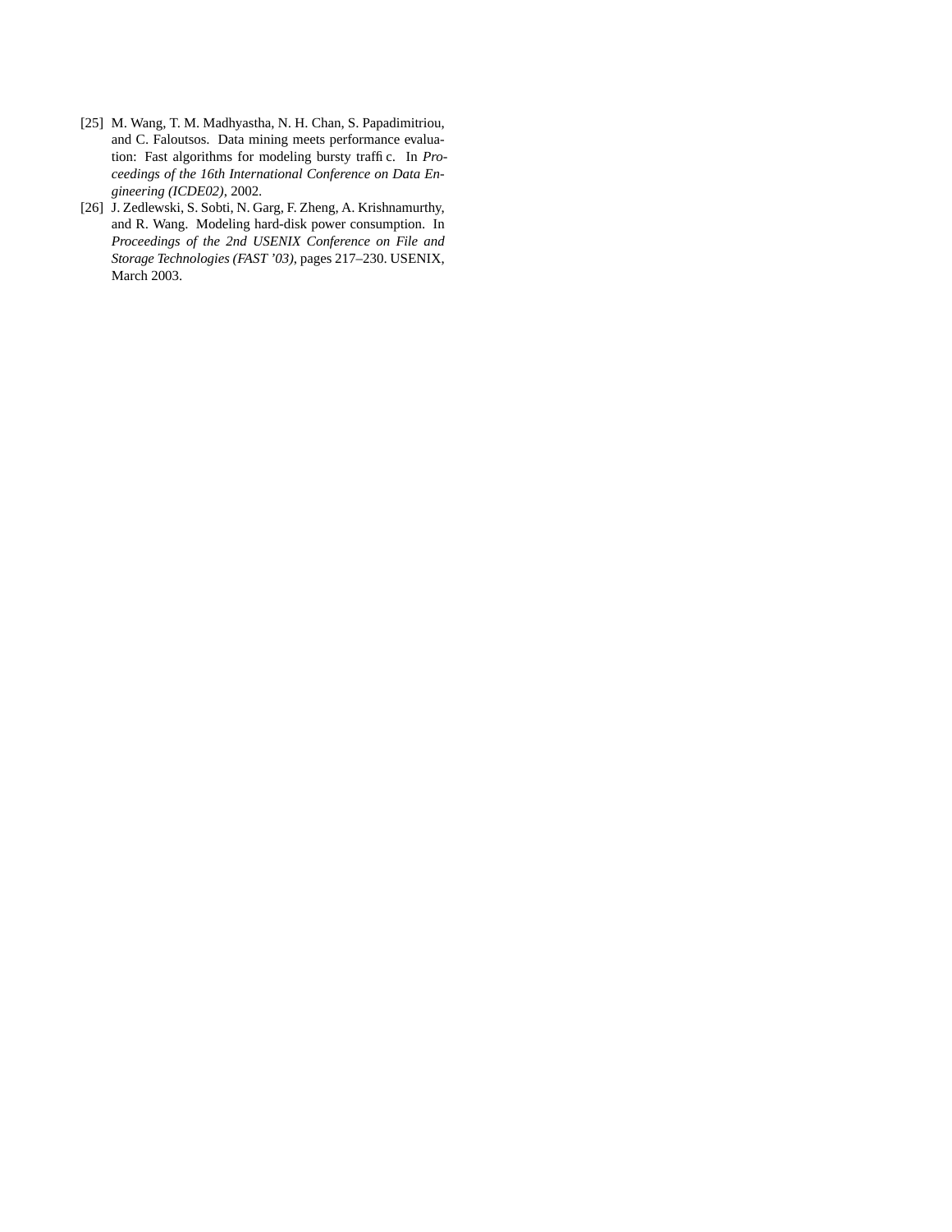[25] M. Wang, T. M. Madhyastha, N. H. Chan, S. Papadimitriou, and C. Faloutsos. Data mining meets performance evaluation: Fast algorithms for modeling bursty traffic. In *Proceedings of the 16th International Conference on Data Engineering (ICDE02)*, 2002.

[26] J. Zedlewski, S. Sobti, N. Garg, F. Zheng, A. Krishnamurthy, and R. Wang. Modeling hard-disk power consumption. In *Proceedings of the 2nd USENIX Conference on File and Storage Technologies (FAST '03)*, pages 217–230. USENIX, March 2003.